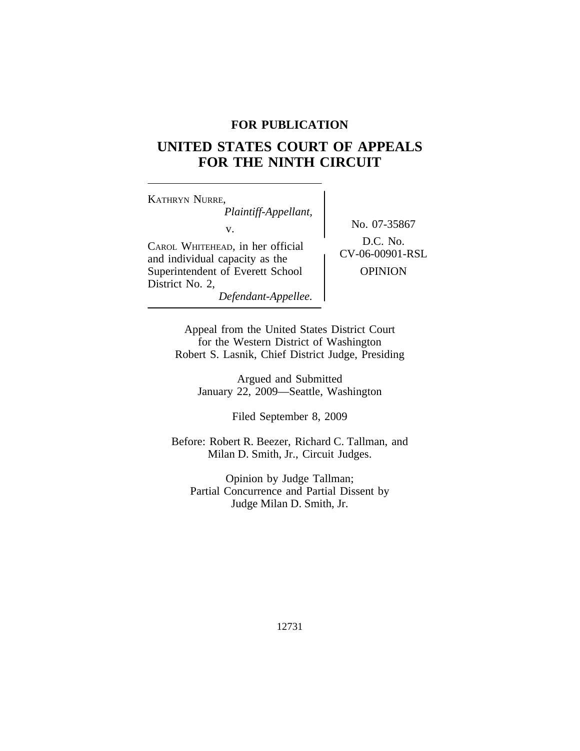**FOR PUBLICATION**

# UNITED STATES COURT OF APPEALS FOR THE NINTH CIRCUIT

KATHRYN NURRE,
*Plaintiff-Appellant,*

v.

CAROL WHITEHEAD, in her official and individual capacity as the Superintendent of Everett School District No. 2,
*Defendant-Appellee.*

No. 07-35867

D.C. No. CV-06-00901-RSL

OPINION

Appeal from the United States District Court for the Western District of Washington
Robert S. Lasnik, Chief District Judge, Presiding

Argued and Submitted
January 22, 2009—Seattle, Washington

Filed September 8, 2009

Before: Robert R. Beezer, Richard C. Tallman, and Milan D. Smith, Jr., Circuit Judges.

Opinion by Judge Tallman;
Partial Concurrence and Partial Dissent by Judge Milan D. Smith, Jr.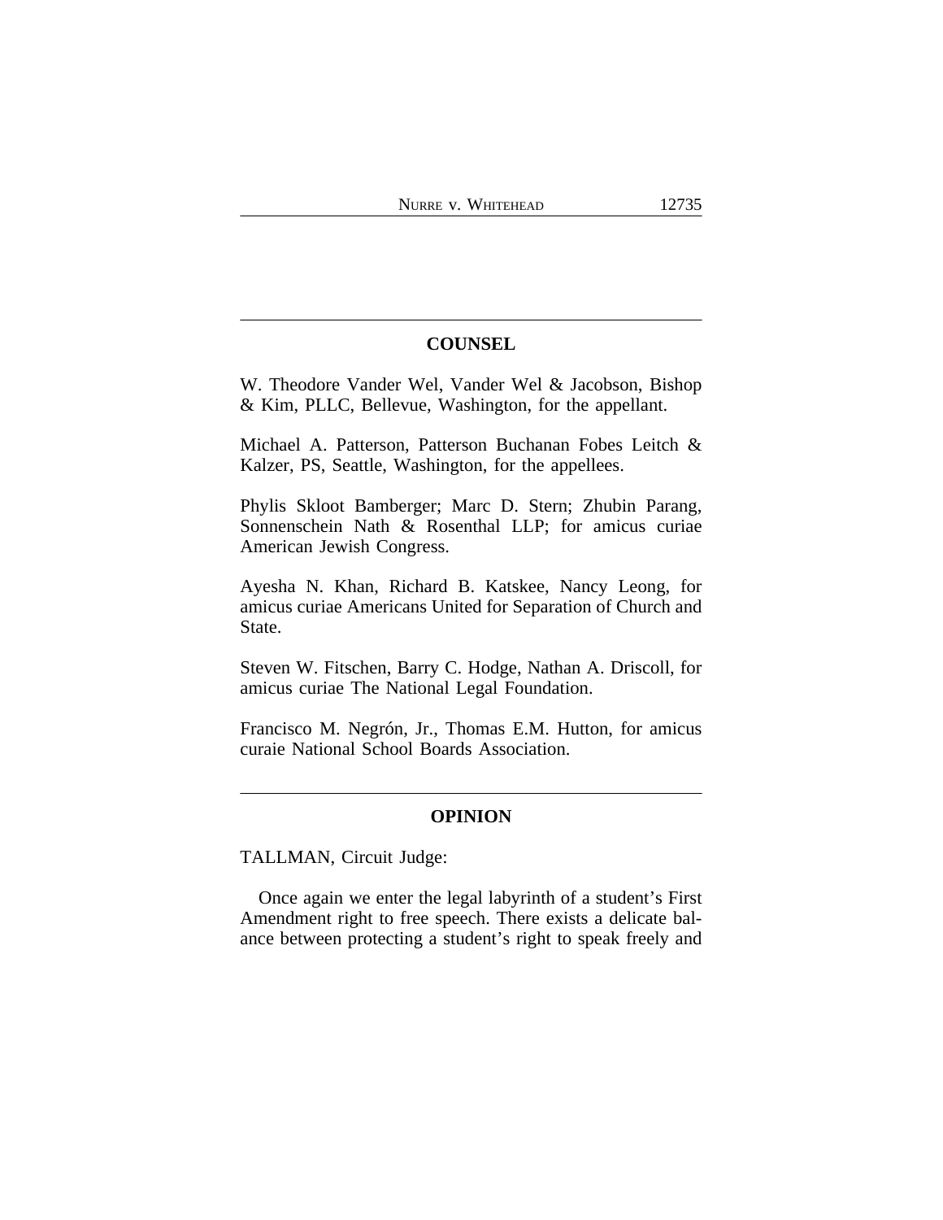## COUNSEL

W. Theodore Vander Wel, Vander Wel & Jacobson, Bishop & Kim, PLLC, Bellevue, Washington, for the appellant.

Michael A. Patterson, Patterson Buchanan Fobes Leitch & Kalzer, PS, Seattle, Washington, for the appellees.

Phylis Skloot Bamberger; Marc D. Stern; Zhubin Parang, Sonnenschein Nath & Rosenthal LLP; for amicus curiae American Jewish Congress.

Ayesha N. Khan, Richard B. Katskee, Nancy Leong, for amicus curiae Americans United for Separation of Church and State.

Steven W. Fitschen, Barry C. Hodge, Nathan A. Driscoll, for amicus curiae The National Legal Foundation.

Francisco M. Negrón, Jr., Thomas E.M. Hutton, for amicus curaie National School Boards Association.

## OPINION

TALLMAN, Circuit Judge:

Once again we enter the legal labyrinth of a student's First Amendment right to free speech. There exists a delicate balance between protecting a student's right to speak freely and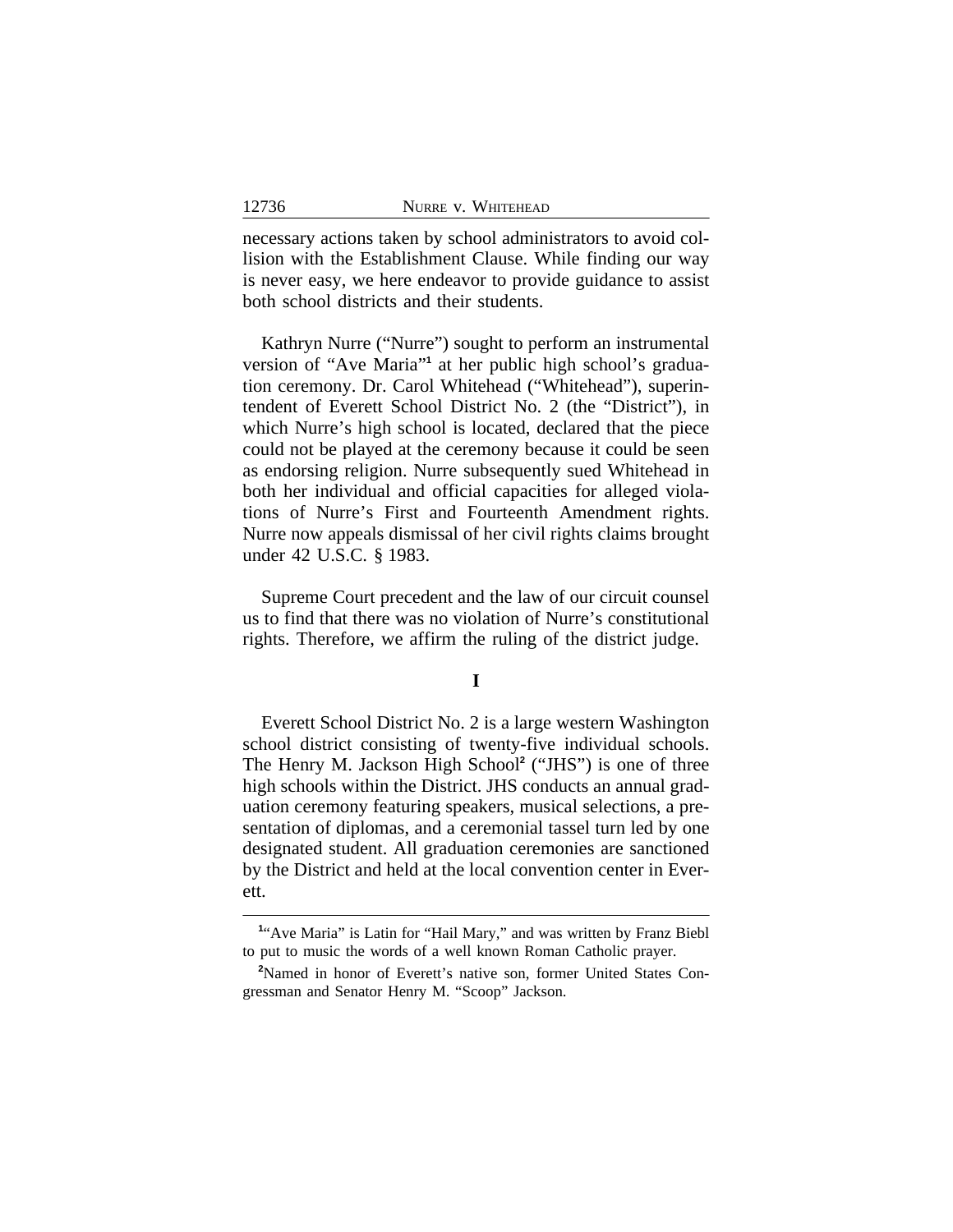necessary actions taken by school administrators to avoid collision with the Establishment Clause. While finding our way is never easy, we here endeavor to provide guidance to assist both school districts and their students.

Kathryn Nurre ("Nurre") sought to perform an instrumental version of "Ave Maria"[1] at her public high school's graduation ceremony. Dr. Carol Whitehead ("Whitehead"), superintendent of Everett School District No. 2 (the "District"), in which Nurre's high school is located, declared that the piece could not be played at the ceremony because it could be seen as endorsing religion. Nurre subsequently sued Whitehead in both her individual and official capacities for alleged violations of Nurre's First and Fourteenth Amendment rights. Nurre now appeals dismissal of her civil rights claims brought under 42 U.S.C. § 1983.

Supreme Court precedent and the law of our circuit counsel us to find that there was no violation of Nurre's constitutional rights. Therefore, we affirm the ruling of the district judge.

## I

Everett School District No. 2 is a large western Washington school district consisting of twenty-five individual schools. The Henry M. Jackson High School[2] ("JHS") is one of three high schools within the District. JHS conducts an annual graduation ceremony featuring speakers, musical selections, a presentation of diplomas, and a ceremonial tassel turn led by one designated student. All graduation ceremonies are sanctioned by the District and held at the local convention center in Everett.

[1] "Ave Maria" is Latin for "Hail Mary," and was written by Franz Biebl to put to music the words of a well known Roman Catholic prayer.

[2] Named in honor of Everett's native son, former United States Congressman and Senator Henry M. "Scoop" Jackson.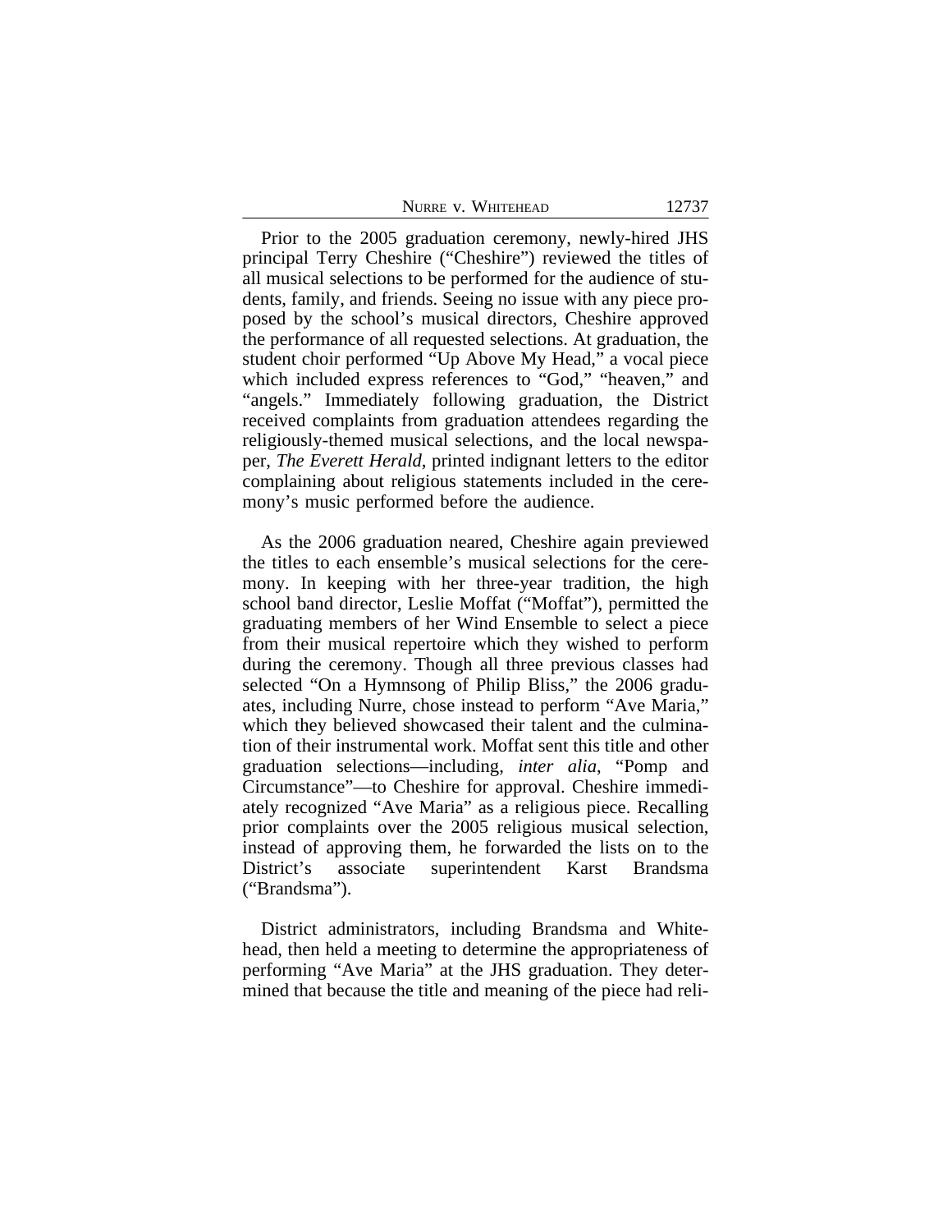Prior to the 2005 graduation ceremony, newly-hired JHS principal Terry Cheshire ("Cheshire") reviewed the titles of all musical selections to be performed for the audience of students, family, and friends. Seeing no issue with any piece proposed by the school's musical directors, Cheshire approved the performance of all requested selections. At graduation, the student choir performed "Up Above My Head," a vocal piece which included express references to "God," "heaven," and "angels." Immediately following graduation, the District received complaints from graduation attendees regarding the religiously-themed musical selections, and the local newspaper, *The Everett Herald*, printed indignant letters to the editor complaining about religious statements included in the ceremony's music performed before the audience.

As the 2006 graduation neared, Cheshire again previewed the titles to each ensemble's musical selections for the ceremony. In keeping with her three-year tradition, the high school band director, Leslie Moffat ("Moffat"), permitted the graduating members of her Wind Ensemble to select a piece from their musical repertoire which they wished to perform during the ceremony. Though all three previous classes had selected "On a Hymnsong of Philip Bliss," the 2006 graduates, including Nurre, chose instead to perform "Ave Maria," which they believed showcased their talent and the culmination of their instrumental work. Moffat sent this title and other graduation selections—including, *inter alia*, "Pomp and Circumstance"—to Cheshire for approval. Cheshire immediately recognized "Ave Maria" as a religious piece. Recalling prior complaints over the 2005 religious musical selection, instead of approving them, he forwarded the lists on to the District's associate superintendent Karst Brandsma ("Brandsma").

District administrators, including Brandsma and Whitehead, then held a meeting to determine the appropriateness of performing "Ave Maria" at the JHS graduation. They determined that because the title and meaning of the piece had reli-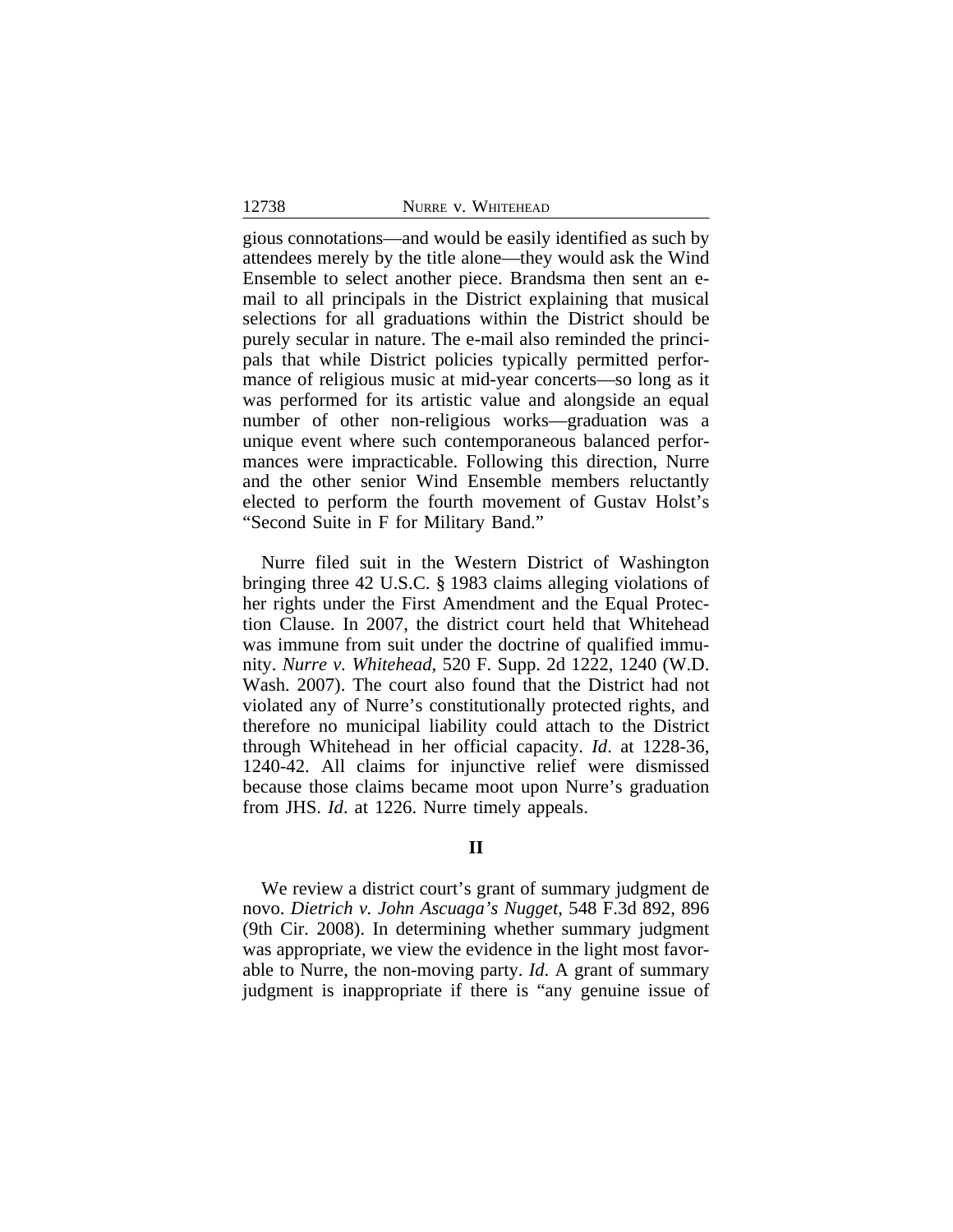gious connotations—and would be easily identified as such by attendees merely by the title alone—they would ask the Wind Ensemble to select another piece. Brandsma then sent an e-mail to all principals in the District explaining that musical selections for all graduations within the District should be purely secular in nature. The e-mail also reminded the principals that while District policies typically permitted performance of religious music at mid-year concerts—so long as it was performed for its artistic value and alongside an equal number of other non-religious works—graduation was a unique event where such contemporaneous balanced performances were impracticable. Following this direction, Nurre and the other senior Wind Ensemble members reluctantly elected to perform the fourth movement of Gustav Holst's "Second Suite in F for Military Band."

Nurre filed suit in the Western District of Washington bringing three 42 U.S.C. § 1983 claims alleging violations of her rights under the First Amendment and the Equal Protection Clause. In 2007, the district court held that Whitehead was immune from suit under the doctrine of qualified immunity. *Nurre v. Whitehead*, 520 F. Supp. 2d 1222, 1240 (W.D. Wash. 2007). The court also found that the District had not violated any of Nurre's constitutionally protected rights, and therefore no municipal liability could attach to the District through Whitehead in her official capacity. *Id*. at 1228-36, 1240-42. All claims for injunctive relief were dismissed because those claims became moot upon Nurre's graduation from JHS. *Id*. at 1226. Nurre timely appeals.

## II

We review a district court's grant of summary judgment de novo. *Dietrich v. John Ascuaga's Nugget*, 548 F.3d 892, 896 (9th Cir. 2008). In determining whether summary judgment was appropriate, we view the evidence in the light most favorable to Nurre, the non-moving party. *Id*. A grant of summary judgment is inappropriate if there is "any genuine issue of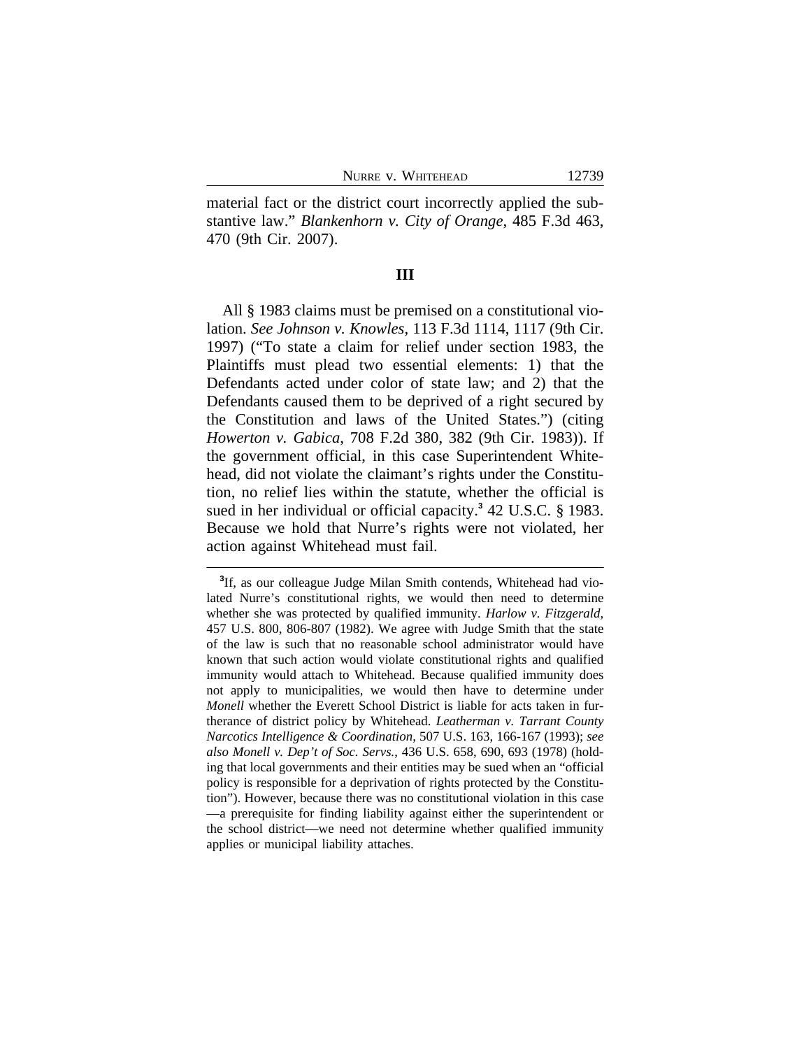material fact or the district court incorrectly applied the substantive law." *Blankenhorn v. City of Orange*, 485 F.3d 463, 470 (9th Cir. 2007).

## III

All § 1983 claims must be premised on a constitutional violation. *See Johnson v. Knowles*, 113 F.3d 1114, 1117 (9th Cir. 1997) ("To state a claim for relief under section 1983, the Plaintiffs must plead two essential elements: 1) that the Defendants acted under color of state law; and 2) that the Defendants caused them to be deprived of a right secured by the Constitution and laws of the United States.") (citing *Howerton v. Gabica*, 708 F.2d 380, 382 (9th Cir. 1983)). If the government official, in this case Superintendent Whitehead, did not violate the claimant's rights under the Constitution, no relief lies within the statute, whether the official is sued in her individual or official capacity.[3] 42 U.S.C. § 1983. Because we hold that Nurre's rights were not violated, her action against Whitehead must fail.

---

[3]If, as our colleague Judge Milan Smith contends, Whitehead had violated Nurre's constitutional rights, we would then need to determine whether she was protected by qualified immunity. *Harlow v. Fitzgerald*, 457 U.S. 800, 806-807 (1982). We agree with Judge Smith that the state of the law is such that no reasonable school administrator would have known that such action would violate constitutional rights and qualified immunity would attach to Whitehead. Because qualified immunity does not apply to municipalities, we would then have to determine under *Monell* whether the Everett School District is liable for acts taken in furtherance of district policy by Whitehead. *Leatherman v. Tarrant County Narcotics Intelligence & Coordination*, 507 U.S. 163, 166-167 (1993); *see also Monell v. Dep't of Soc. Servs.*, 436 U.S. 658, 690, 693 (1978) (holding that local governments and their entities may be sued when an "official policy is responsible for a deprivation of rights protected by the Constitution"). However, because there was no constitutional violation in this case —a prerequisite for finding liability against either the superintendent or the school district—we need not determine whether qualified immunity applies or municipal liability attaches.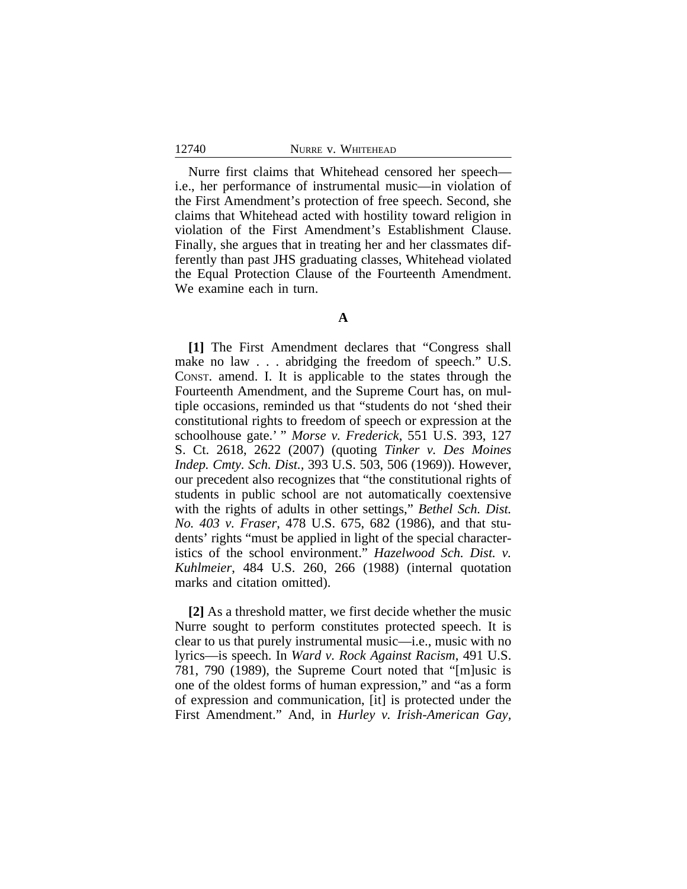Nurre first claims that Whitehead censored her speech—i.e., her performance of instrumental music—in violation of the First Amendment's protection of free speech. Second, she claims that Whitehead acted with hostility toward religion in violation of the First Amendment's Establishment Clause. Finally, she argues that in treating her and her classmates differently than past JHS graduating classes, Whitehead violated the Equal Protection Clause of the Fourteenth Amendment. We examine each in turn.

### A

**[1]** The First Amendment declares that "Congress shall make no law . . . abridging the freedom of speech." U.S. CONST. amend. I. It is applicable to the states through the Fourteenth Amendment, and the Supreme Court has, on multiple occasions, reminded us that "students do not 'shed their constitutional rights to freedom of speech or expression at the schoolhouse gate.' " *Morse v. Frederick*, 551 U.S. 393, 127 S. Ct. 2618, 2622 (2007) (quoting *Tinker v. Des Moines Indep. Cmty. Sch. Dist.*, 393 U.S. 503, 506 (1969)). However, our precedent also recognizes that "the constitutional rights of students in public school are not automatically coextensive with the rights of adults in other settings," *Bethel Sch. Dist. No. 403 v. Fraser*, 478 U.S. 675, 682 (1986), and that students' rights "must be applied in light of the special characteristics of the school environment." *Hazelwood Sch. Dist. v. Kuhlmeier*, 484 U.S. 260, 266 (1988) (internal quotation marks and citation omitted).

**[2]** As a threshold matter, we first decide whether the music Nurre sought to perform constitutes protected speech. It is clear to us that purely instrumental music—i.e., music with no lyrics—is speech. In *Ward v. Rock Against Racism*, 491 U.S. 781, 790 (1989), the Supreme Court noted that "[m]usic is one of the oldest forms of human expression," and "as a form of expression and communication, [it] is protected under the First Amendment." And, in *Hurley v. Irish-American Gay,*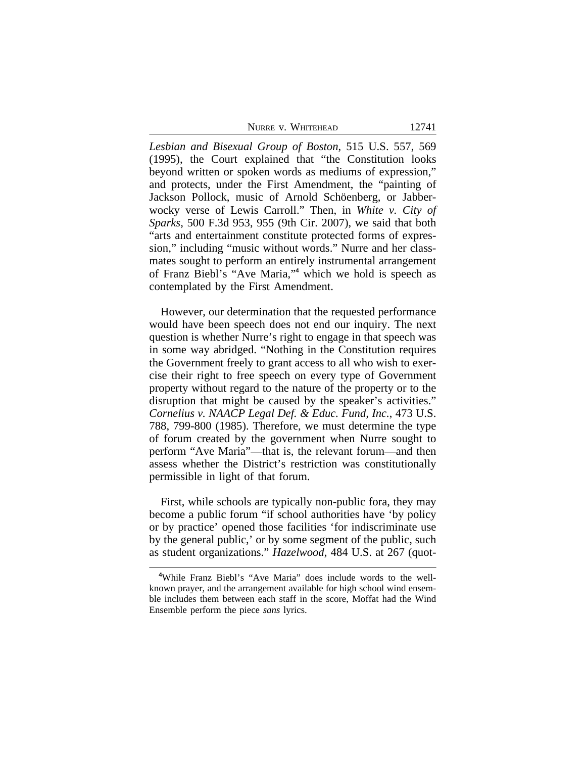*Lesbian and Bisexual Group of Boston*, 515 U.S. 557, 569 (1995), the Court explained that "the Constitution looks beyond written or spoken words as mediums of expression," and protects, under the First Amendment, the "painting of Jackson Pollock, music of Arnold Schöenberg, or Jabberwocky verse of Lewis Carroll." Then, in *White v. City of Sparks*, 500 F.3d 953, 955 (9th Cir. 2007), we said that both "arts and entertainment constitute protected forms of expression," including "music without words." Nurre and her classmates sought to perform an entirely instrumental arrangement of Franz Biebl's "Ave Maria,"[4] which we hold is speech as contemplated by the First Amendment.

However, our determination that the requested performance would have been speech does not end our inquiry. The next question is whether Nurre's right to engage in that speech was in some way abridged. "Nothing in the Constitution requires the Government freely to grant access to all who wish to exercise their right to free speech on every type of Government property without regard to the nature of the property or to the disruption that might be caused by the speaker's activities." *Cornelius v. NAACP Legal Def. & Educ. Fund, Inc.*, 473 U.S. 788, 799-800 (1985). Therefore, we must determine the type of forum created by the government when Nurre sought to perform "Ave Maria"—that is, the relevant forum—and then assess whether the District's restriction was constitutionally permissible in light of that forum.

First, while schools are typically non-public fora, they may become a public forum "if school authorities have 'by policy or by practice' opened those facilities 'for indiscriminate use by the general public,' or by some segment of the public, such as student organizations." *Hazelwood*, 484 U.S. at 267 (quot-

[4]While Franz Biebl's "Ave Maria" does include words to the well-known prayer, and the arrangement available for high school wind ensemble includes them between each staff in the score, Moffat had the Wind Ensemble perform the piece *sans* lyrics.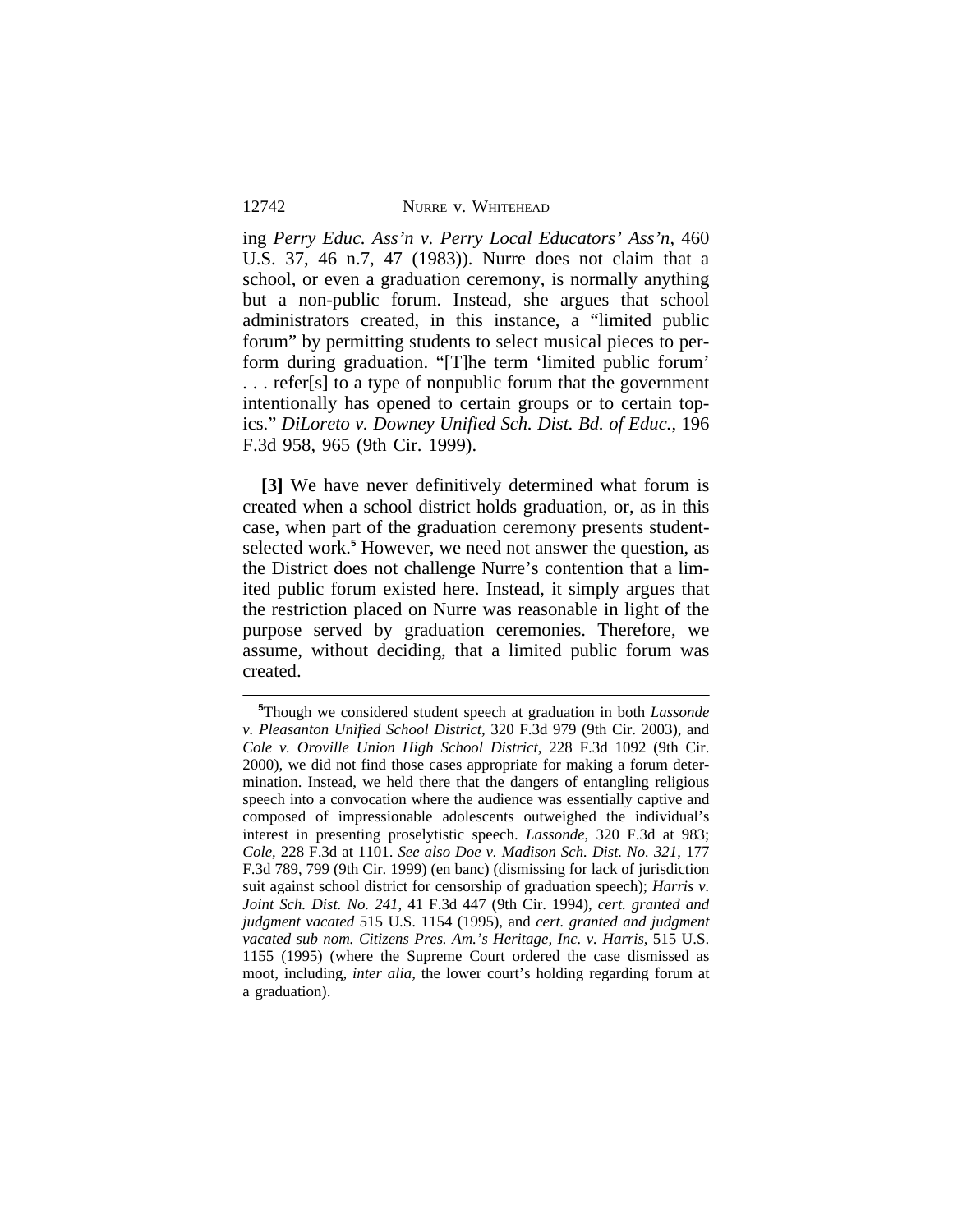ing *Perry Educ. Ass'n v. Perry Local Educators' Ass'n*, 460 U.S. 37, 46 n.7, 47 (1983)). Nurre does not claim that a school, or even a graduation ceremony, is normally anything but a non-public forum. Instead, she argues that school administrators created, in this instance, a "limited public forum" by permitting students to select musical pieces to perform during graduation. "[T]he term 'limited public forum' . . . refer[s] to a type of nonpublic forum that the government intentionally has opened to certain groups or to certain topics." *DiLoreto v. Downey Unified Sch. Dist. Bd. of Educ.*, 196 F.3d 958, 965 (9th Cir. 1999).

**[3]** We have never definitively determined what forum is created when a school district holds graduation, or, as in this case, when part of the graduation ceremony presents student-selected work.[5] However, we need not answer the question, as the District does not challenge Nurre's contention that a limited public forum existed here. Instead, it simply argues that the restriction placed on Nurre was reasonable in light of the purpose served by graduation ceremonies. Therefore, we assume, without deciding, that a limited public forum was created.

---

[5]Though we considered student speech at graduation in both *Lassonde v. Pleasanton Unified School District*, 320 F.3d 979 (9th Cir. 2003), and *Cole v. Oroville Union High School District*, 228 F.3d 1092 (9th Cir. 2000), we did not find those cases appropriate for making a forum determination. Instead, we held there that the dangers of entangling religious speech into a convocation where the audience was essentially captive and composed of impressionable adolescents outweighed the individual's interest in presenting proselytistic speech. *Lassonde*, 320 F.3d at 983; *Cole*, 228 F.3d at 1101. *See also Doe v. Madison Sch. Dist. No. 321*, 177 F.3d 789, 799 (9th Cir. 1999) (en banc) (dismissing for lack of jurisdiction suit against school district for censorship of graduation speech); *Harris v. Joint Sch. Dist. No. 241*, 41 F.3d 447 (9th Cir. 1994), *cert. granted and judgment vacated* 515 U.S. 1154 (1995), and *cert. granted and judgment vacated sub nom. Citizens Pres. Am.'s Heritage, Inc. v. Harris*, 515 U.S. 1155 (1995) (where the Supreme Court ordered the case dismissed as moot, including, *inter alia*, the lower court's holding regarding forum at a graduation).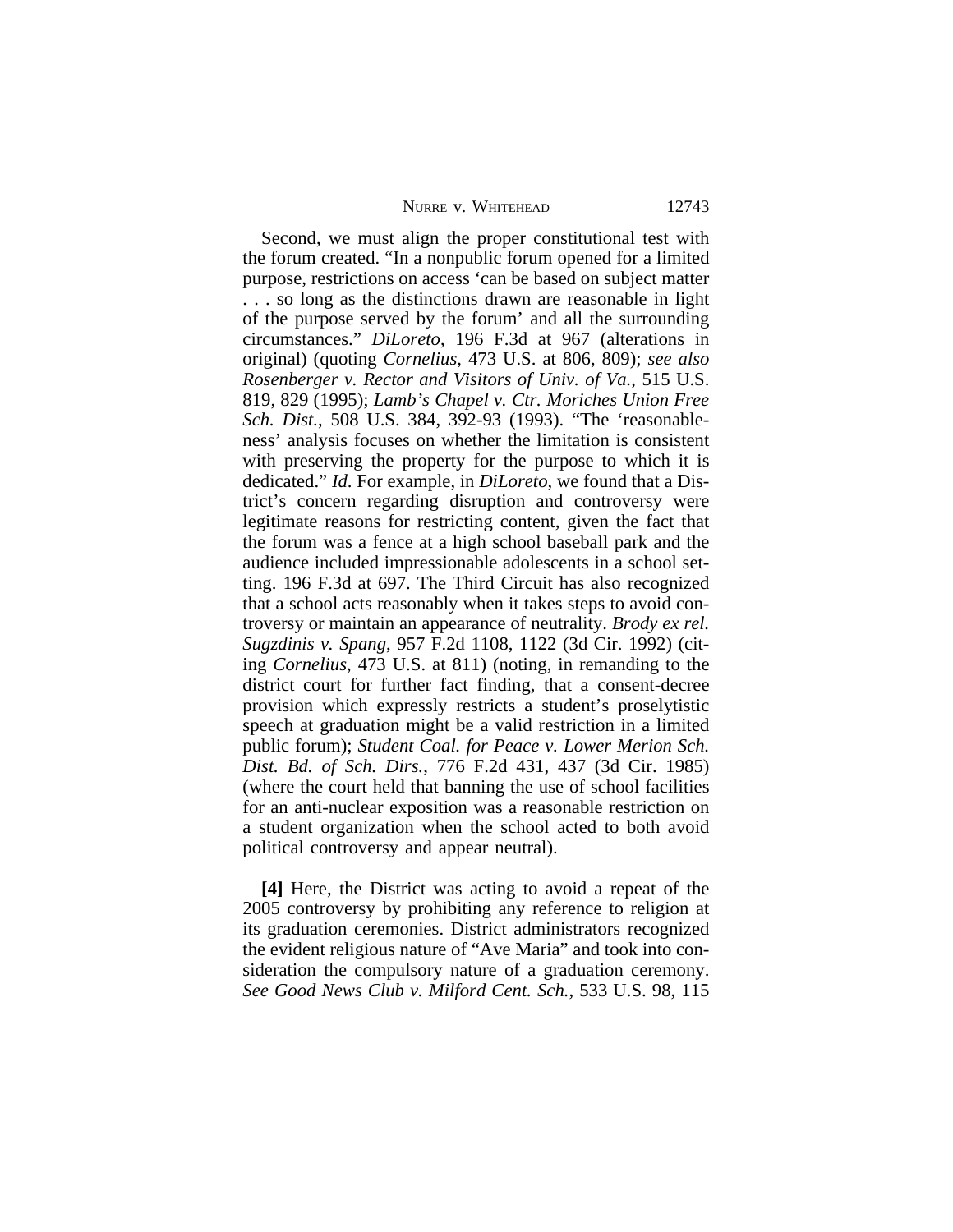Second, we must align the proper constitutional test with the forum created. "In a nonpublic forum opened for a limited purpose, restrictions on access 'can be based on subject matter . . . so long as the distinctions drawn are reasonable in light of the purpose served by the forum' and all the surrounding circumstances." *DiLoreto*, 196 F.3d at 967 (alterations in original) (quoting *Cornelius*, 473 U.S. at 806, 809); *see also Rosenberger v. Rector and Visitors of Univ. of Va.*, 515 U.S. 819, 829 (1995); *Lamb's Chapel v. Ctr. Moriches Union Free Sch. Dist.*, 508 U.S. 384, 392-93 (1993). "The 'reasonableness' analysis focuses on whether the limitation is consistent with preserving the property for the purpose to which it is dedicated." *Id*. For example, in *DiLoreto*, we found that a District's concern regarding disruption and controversy were legitimate reasons for restricting content, given the fact that the forum was a fence at a high school baseball park and the audience included impressionable adolescents in a school setting. 196 F.3d at 697. The Third Circuit has also recognized that a school acts reasonably when it takes steps to avoid controversy or maintain an appearance of neutrality. *Brody ex rel. Sugzdinis v. Spang*, 957 F.2d 1108, 1122 (3d Cir. 1992) (citing *Cornelius*, 473 U.S. at 811) (noting, in remanding to the district court for further fact finding, that a consent-decree provision which expressly restricts a student's proselytistic speech at graduation might be a valid restriction in a limited public forum); *Student Coal. for Peace v. Lower Merion Sch. Dist. Bd. of Sch. Dirs.*, 776 F.2d 431, 437 (3d Cir. 1985) (where the court held that banning the use of school facilities for an anti-nuclear exposition was a reasonable restriction on a student organization when the school acted to both avoid political controversy and appear neutral).

**[4]** Here, the District was acting to avoid a repeat of the 2005 controversy by prohibiting any reference to religion at its graduation ceremonies. District administrators recognized the evident religious nature of "Ave Maria" and took into consideration the compulsory nature of a graduation ceremony. *See Good News Club v. Milford Cent. Sch.*, 533 U.S. 98, 115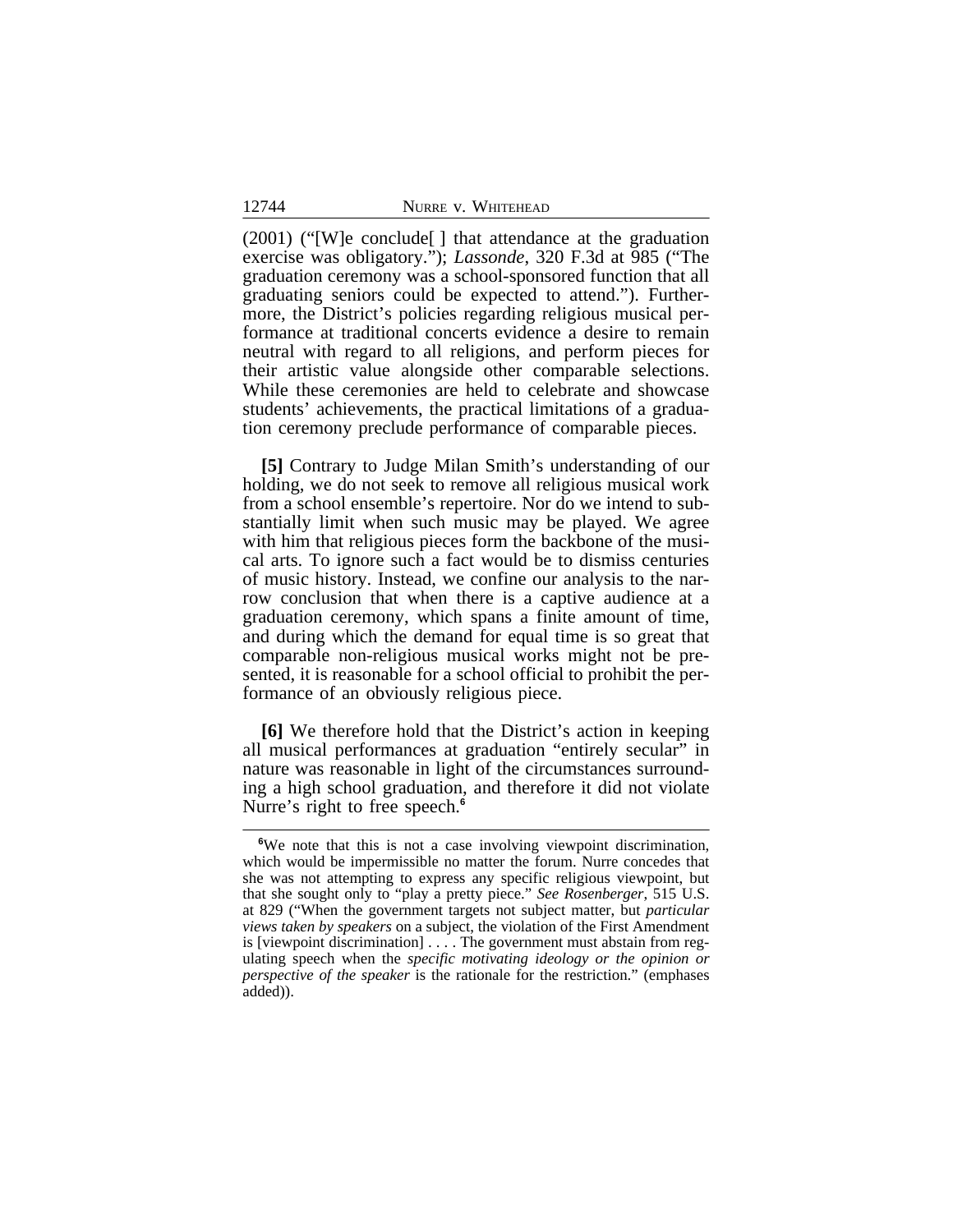(2001) ("[W]e conclude[ ] that attendance at the graduation exercise was obligatory."); *Lassonde*, 320 F.3d at 985 ("The graduation ceremony was a school-sponsored function that all graduating seniors could be expected to attend."). Furthermore, the District's policies regarding religious musical performance at traditional concerts evidence a desire to remain neutral with regard to all religions, and perform pieces for their artistic value alongside other comparable selections. While these ceremonies are held to celebrate and showcase students' achievements, the practical limitations of a graduation ceremony preclude performance of comparable pieces.

**[5]** Contrary to Judge Milan Smith's understanding of our holding, we do not seek to remove all religious musical work from a school ensemble's repertoire. Nor do we intend to substantially limit when such music may be played. We agree with him that religious pieces form the backbone of the musical arts. To ignore such a fact would be to dismiss centuries of music history. Instead, we confine our analysis to the narrow conclusion that when there is a captive audience at a graduation ceremony, which spans a finite amount of time, and during which the demand for equal time is so great that comparable non-religious musical works might not be presented, it is reasonable for a school official to prohibit the performance of an obviously religious piece.

**[6]** We therefore hold that the District's action in keeping all musical performances at graduation "entirely secular" in nature was reasonable in light of the circumstances surrounding a high school graduation, and therefore it did not violate Nurre's right to free speech.[6]

[6]We note that this is not a case involving viewpoint discrimination, which would be impermissible no matter the forum. Nurre concedes that she was not attempting to express any specific religious viewpoint, but that she sought only to "play a pretty piece." *See Rosenberger*, 515 U.S. at 829 ("When the government targets not subject matter, but *particular views taken by speakers* on a subject, the violation of the First Amendment is [viewpoint discrimination] . . . . The government must abstain from regulating speech when the *specific motivating ideology or the opinion or perspective of the speaker* is the rationale for the restriction." (emphases added)).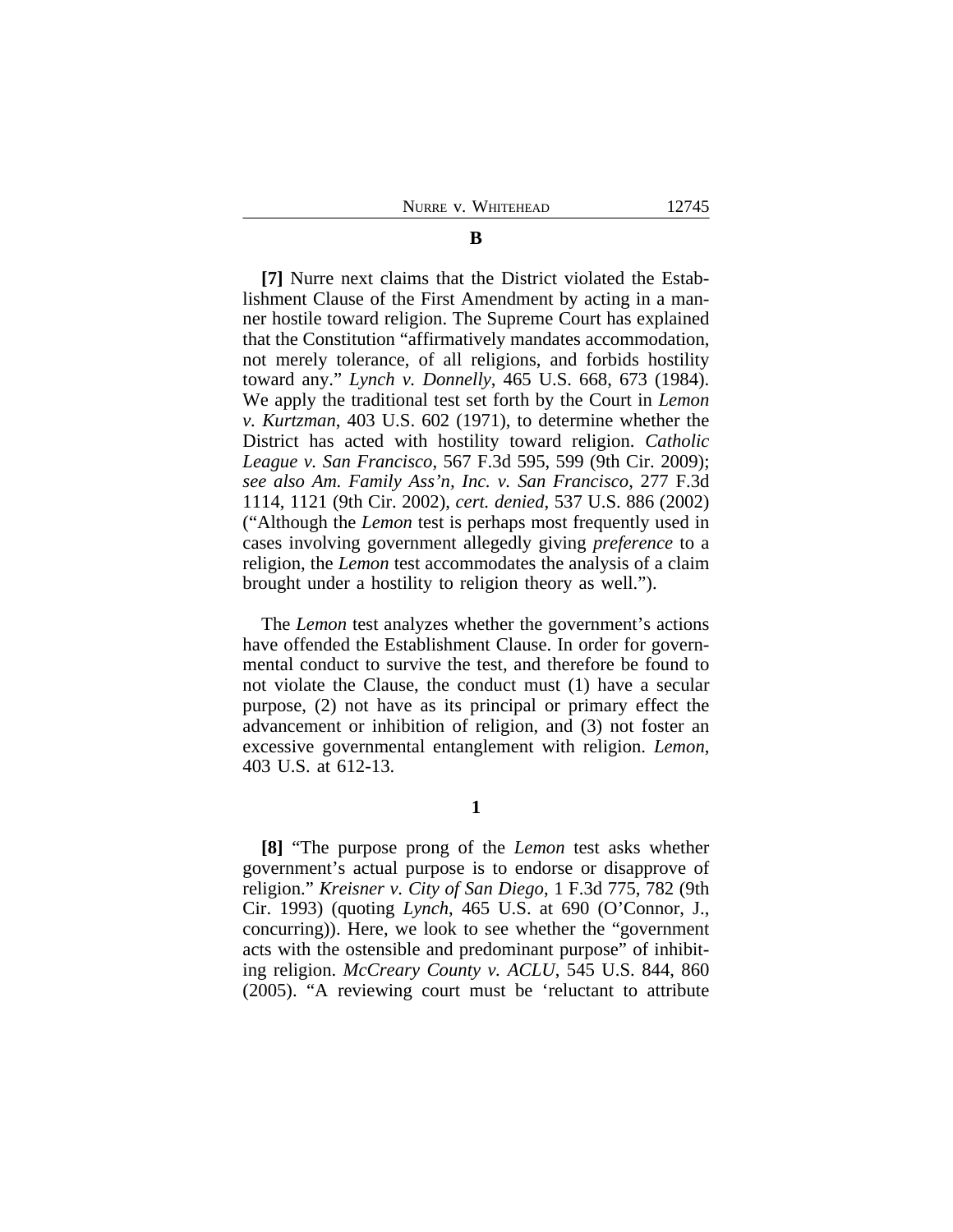### B

**[7]** Nurre next claims that the District violated the Establishment Clause of the First Amendment by acting in a manner hostile toward religion. The Supreme Court has explained that the Constitution "affirmatively mandates accommodation, not merely tolerance, of all religions, and forbids hostility toward any." *Lynch v. Donnelly*, 465 U.S. 668, 673 (1984). We apply the traditional test set forth by the Court in *Lemon v. Kurtzman*, 403 U.S. 602 (1971), to determine whether the District has acted with hostility toward religion. *Catholic League v. San Francisco*, 567 F.3d 595, 599 (9th Cir. 2009); *see also Am. Family Ass'n, Inc. v. San Francisco*, 277 F.3d 1114, 1121 (9th Cir. 2002), *cert. denied*, 537 U.S. 886 (2002) ("Although the *Lemon* test is perhaps most frequently used in cases involving government allegedly giving *preference* to a religion, the *Lemon* test accommodates the analysis of a claim brought under a hostility to religion theory as well.").

The *Lemon* test analyzes whether the government's actions have offended the Establishment Clause. In order for governmental conduct to survive the test, and therefore be found to not violate the Clause, the conduct must (1) have a secular purpose, (2) not have as its principal or primary effect the advancement or inhibition of religion, and (3) not foster an excessive governmental entanglement with religion. *Lemon*, 403 U.S. at 612-13.

#### 1

**[8]** "The purpose prong of the *Lemon* test asks whether government's actual purpose is to endorse or disapprove of religion." *Kreisner v. City of San Diego*, 1 F.3d 775, 782 (9th Cir. 1993) (quoting *Lynch*, 465 U.S. at 690 (O'Connor, J., concurring)). Here, we look to see whether the "government acts with the ostensible and predominant purpose" of inhibiting religion. *McCreary County v. ACLU*, 545 U.S. 844, 860 (2005). "A reviewing court must be 'reluctant to attribute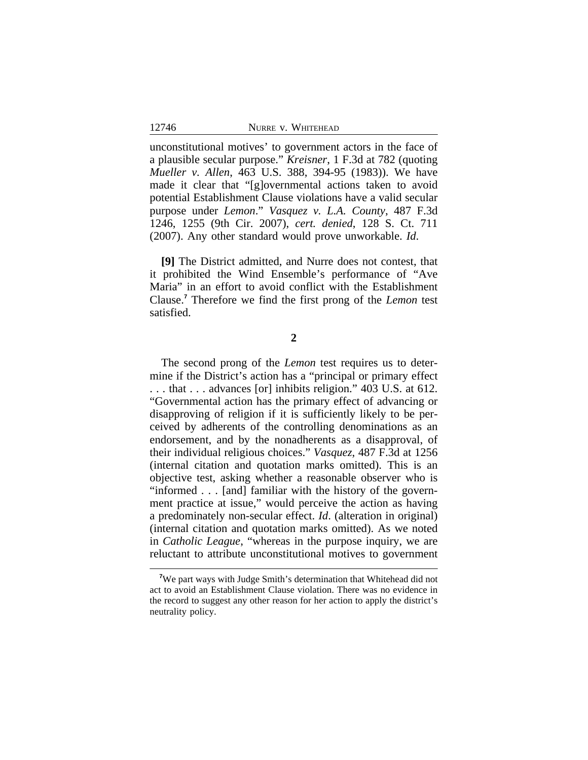unconstitutional motives' to government actors in the face of a plausible secular purpose." *Kreisner*, 1 F.3d at 782 (quoting *Mueller v. Allen*, 463 U.S. 388, 394-95 (1983)). We have made it clear that "[g]overnmental actions taken to avoid potential Establishment Clause violations have a valid secular purpose under *Lemon*." *Vasquez v. L.A. County*, 487 F.3d 1246, 1255 (9th Cir. 2007), *cert. denied*, 128 S. Ct. 711 (2007). Any other standard would prove unworkable. *Id*.

**[9]** The District admitted, and Nurre does not contest, that it prohibited the Wind Ensemble's performance of "Ave Maria" in an effort to avoid conflict with the Establishment Clause.[7] Therefore we find the first prong of the *Lemon* test satisfied.

**2**

The second prong of the *Lemon* test requires us to determine if the District's action has a "principal or primary effect . . . that . . . advances [or] inhibits religion." 403 U.S. at 612. "Governmental action has the primary effect of advancing or disapproving of religion if it is sufficiently likely to be perceived by adherents of the controlling denominations as an endorsement, and by the nonadherents as a disapproval, of their individual religious choices." *Vasquez*, 487 F.3d at 1256 (internal citation and quotation marks omitted). This is an objective test, asking whether a reasonable observer who is "informed . . . [and] familiar with the history of the government practice at issue," would perceive the action as having a predominately non-secular effect. *Id*. (alteration in original) (internal citation and quotation marks omitted). As we noted in *Catholic League*, "whereas in the purpose inquiry, we are reluctant to attribute unconstitutional motives to government

---

[7] We part ways with Judge Smith's determination that Whitehead did not act to avoid an Establishment Clause violation. There was no evidence in the record to suggest any other reason for her action to apply the district's neutrality policy.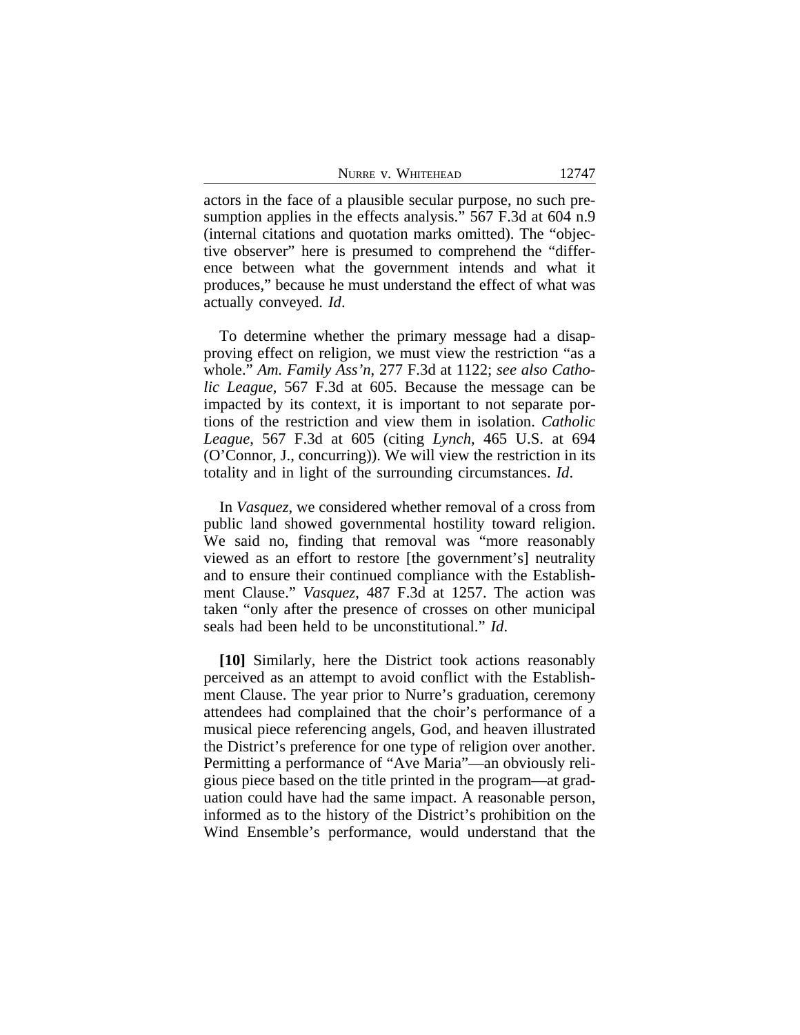actors in the face of a plausible secular purpose, no such presumption applies in the effects analysis." 567 F.3d at 604 n.9 (internal citations and quotation marks omitted). The "objective observer" here is presumed to comprehend the "difference between what the government intends and what it produces," because he must understand the effect of what was actually conveyed. *Id*.

To determine whether the primary message had a disapproving effect on religion, we must view the restriction "as a whole." *Am. Family Ass'n*, 277 F.3d at 1122; *see also Catholic League*, 567 F.3d at 605. Because the message can be impacted by its context, it is important to not separate portions of the restriction and view them in isolation. *Catholic League*, 567 F.3d at 605 (citing *Lynch*, 465 U.S. at 694 (O'Connor, J., concurring)). We will view the restriction in its totality and in light of the surrounding circumstances. *Id*.

In *Vasquez*, we considered whether removal of a cross from public land showed governmental hostility toward religion. We said no, finding that removal was "more reasonably viewed as an effort to restore [the government's] neutrality and to ensure their continued compliance with the Establishment Clause." *Vasquez*, 487 F.3d at 1257. The action was taken "only after the presence of crosses on other municipal seals had been held to be unconstitutional." *Id*.

**[10]** Similarly, here the District took actions reasonably perceived as an attempt to avoid conflict with the Establishment Clause. The year prior to Nurre's graduation, ceremony attendees had complained that the choir's performance of a musical piece referencing angels, God, and heaven illustrated the District's preference for one type of religion over another. Permitting a performance of "Ave Maria"—an obviously religious piece based on the title printed in the program—at graduation could have had the same impact. A reasonable person, informed as to the history of the District's prohibition on the Wind Ensemble's performance, would understand that the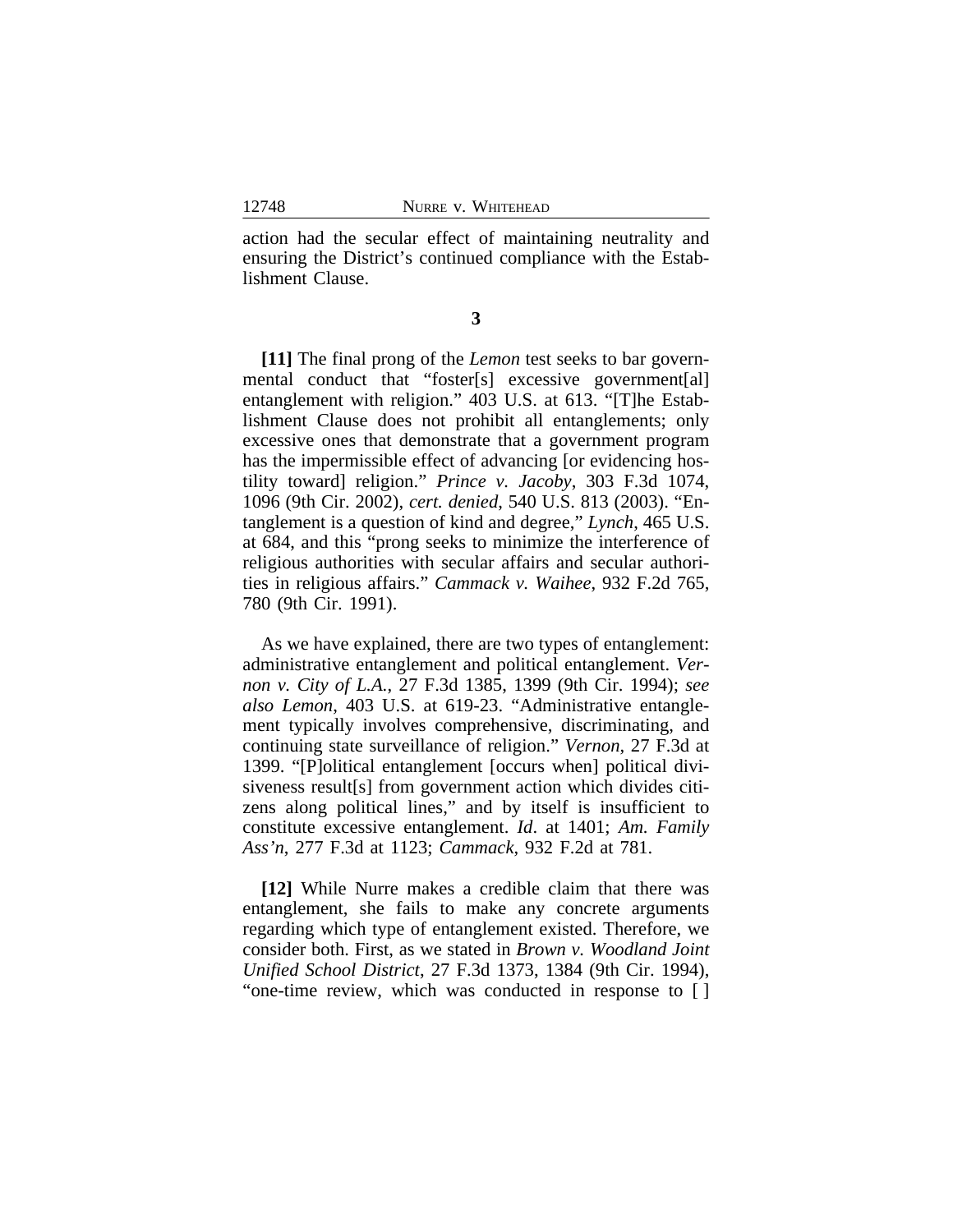action had the secular effect of maintaining neutrality and ensuring the District's continued compliance with the Establishment Clause.

**3**

**[11]** The final prong of the *Lemon* test seeks to bar governmental conduct that "foster[s] excessive government[al] entanglement with religion." 403 U.S. at 613. "[T]he Establishment Clause does not prohibit all entanglements; only excessive ones that demonstrate that a government program has the impermissible effect of advancing [or evidencing hostility toward] religion." *Prince v. Jacoby*, 303 F.3d 1074, 1096 (9th Cir. 2002), *cert. denied*, 540 U.S. 813 (2003). "Entanglement is a question of kind and degree," *Lynch*, 465 U.S. at 684, and this "prong seeks to minimize the interference of religious authorities with secular affairs and secular authorities in religious affairs." *Cammack v. Waihee*, 932 F.2d 765, 780 (9th Cir. 1991).

As we have explained, there are two types of entanglement: administrative entanglement and political entanglement. *Vernon v. City of L.A.*, 27 F.3d 1385, 1399 (9th Cir. 1994); *see also Lemon*, 403 U.S. at 619-23. "Administrative entanglement typically involves comprehensive, discriminating, and continuing state surveillance of religion." *Vernon*, 27 F.3d at 1399. "[P]olitical entanglement [occurs when] political divisiveness result[s] from government action which divides citizens along political lines," and by itself is insufficient to constitute excessive entanglement. *Id*. at 1401; *Am. Family Ass'n*, 277 F.3d at 1123; *Cammack*, 932 F.2d at 781.

**[12]** While Nurre makes a credible claim that there was entanglement, she fails to make any concrete arguments regarding which type of entanglement existed. Therefore, we consider both. First, as we stated in *Brown v. Woodland Joint Unified School District*, 27 F.3d 1373, 1384 (9th Cir. 1994), "one-time review, which was conducted in response to [ ]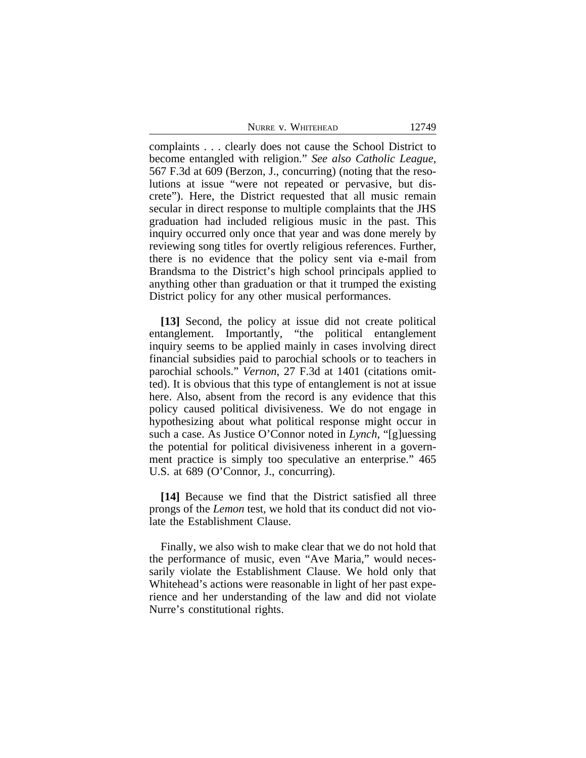complaints . . . clearly does not cause the School District to become entangled with religion." *See also Catholic League*, 567 F.3d at 609 (Berzon, J., concurring) (noting that the resolutions at issue "were not repeated or pervasive, but discrete"). Here, the District requested that all music remain secular in direct response to multiple complaints that the JHS graduation had included religious music in the past. This inquiry occurred only once that year and was done merely by reviewing song titles for overtly religious references. Further, there is no evidence that the policy sent via e-mail from Brandsma to the District's high school principals applied to anything other than graduation or that it trumped the existing District policy for any other musical performances.

**[13]** Second, the policy at issue did not create political entanglement. Importantly, "the political entanglement inquiry seems to be applied mainly in cases involving direct financial subsidies paid to parochial schools or to teachers in parochial schools." *Vernon*, 27 F.3d at 1401 (citations omitted). It is obvious that this type of entanglement is not at issue here. Also, absent from the record is any evidence that this policy caused political divisiveness. We do not engage in hypothesizing about what political response might occur in such a case. As Justice O'Connor noted in *Lynch*, "[g]uessing the potential for political divisiveness inherent in a government practice is simply too speculative an enterprise." 465 U.S. at 689 (O'Connor, J., concurring).

**[14]** Because we find that the District satisfied all three prongs of the *Lemon* test, we hold that its conduct did not violate the Establishment Clause.

Finally, we also wish to make clear that we do not hold that the performance of music, even "Ave Maria," would necessarily violate the Establishment Clause. We hold only that Whitehead's actions were reasonable in light of her past experience and her understanding of the law and did not violate Nurre's constitutional rights.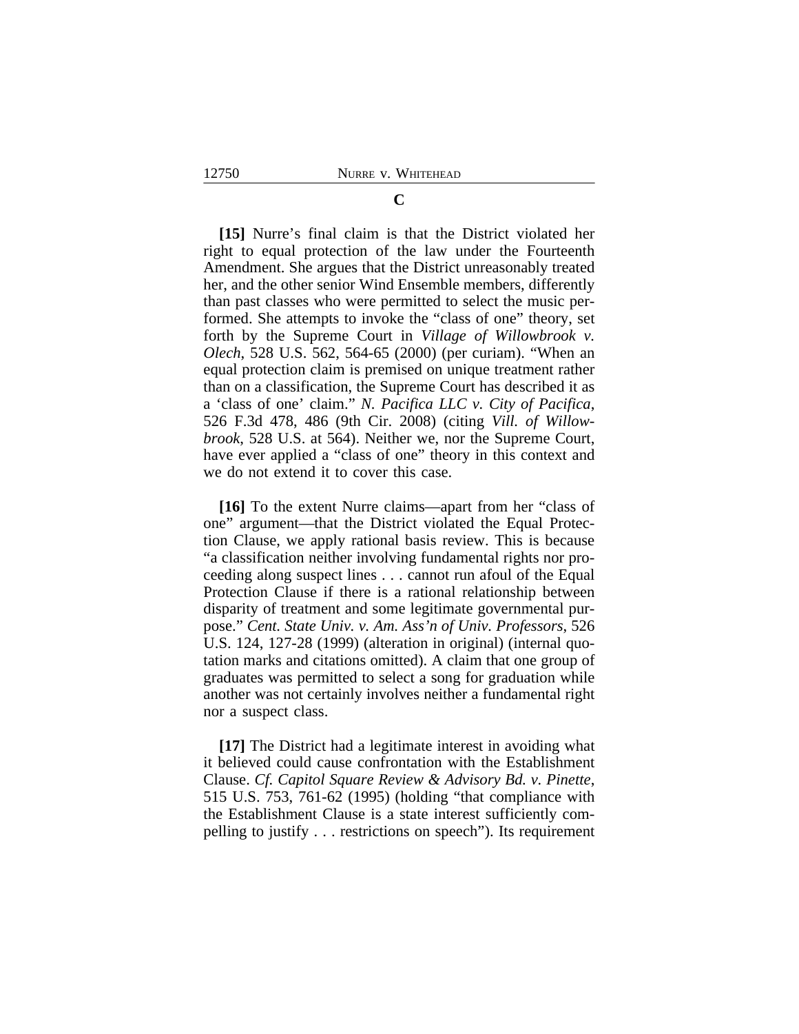### C

**[15]** Nurre's final claim is that the District violated her right to equal protection of the law under the Fourteenth Amendment. She argues that the District unreasonably treated her, and the other senior Wind Ensemble members, differently than past classes who were permitted to select the music performed. She attempts to invoke the "class of one" theory, set forth by the Supreme Court in *Village of Willowbrook v. Olech*, 528 U.S. 562, 564-65 (2000) (per curiam). "When an equal protection claim is premised on unique treatment rather than on a classification, the Supreme Court has described it as a 'class of one' claim." *N. Pacifica LLC v. City of Pacifica*, 526 F.3d 478, 486 (9th Cir. 2008) (citing *Vill. of Willowbrook*, 528 U.S. at 564). Neither we, nor the Supreme Court, have ever applied a "class of one" theory in this context and we do not extend it to cover this case.

**[16]** To the extent Nurre claims—apart from her "class of one" argument—that the District violated the Equal Protection Clause, we apply rational basis review. This is because "a classification neither involving fundamental rights nor proceeding along suspect lines . . . cannot run afoul of the Equal Protection Clause if there is a rational relationship between disparity of treatment and some legitimate governmental purpose." *Cent. State Univ. v. Am. Ass'n of Univ. Professors*, 526 U.S. 124, 127-28 (1999) (alteration in original) (internal quotation marks and citations omitted). A claim that one group of graduates was permitted to select a song for graduation while another was not certainly involves neither a fundamental right nor a suspect class.

**[17]** The District had a legitimate interest in avoiding what it believed could cause confrontation with the Establishment Clause. *Cf. Capitol Square Review & Advisory Bd. v. Pinette*, 515 U.S. 753, 761-62 (1995) (holding "that compliance with the Establishment Clause is a state interest sufficiently compelling to justify . . . restrictions on speech"). Its requirement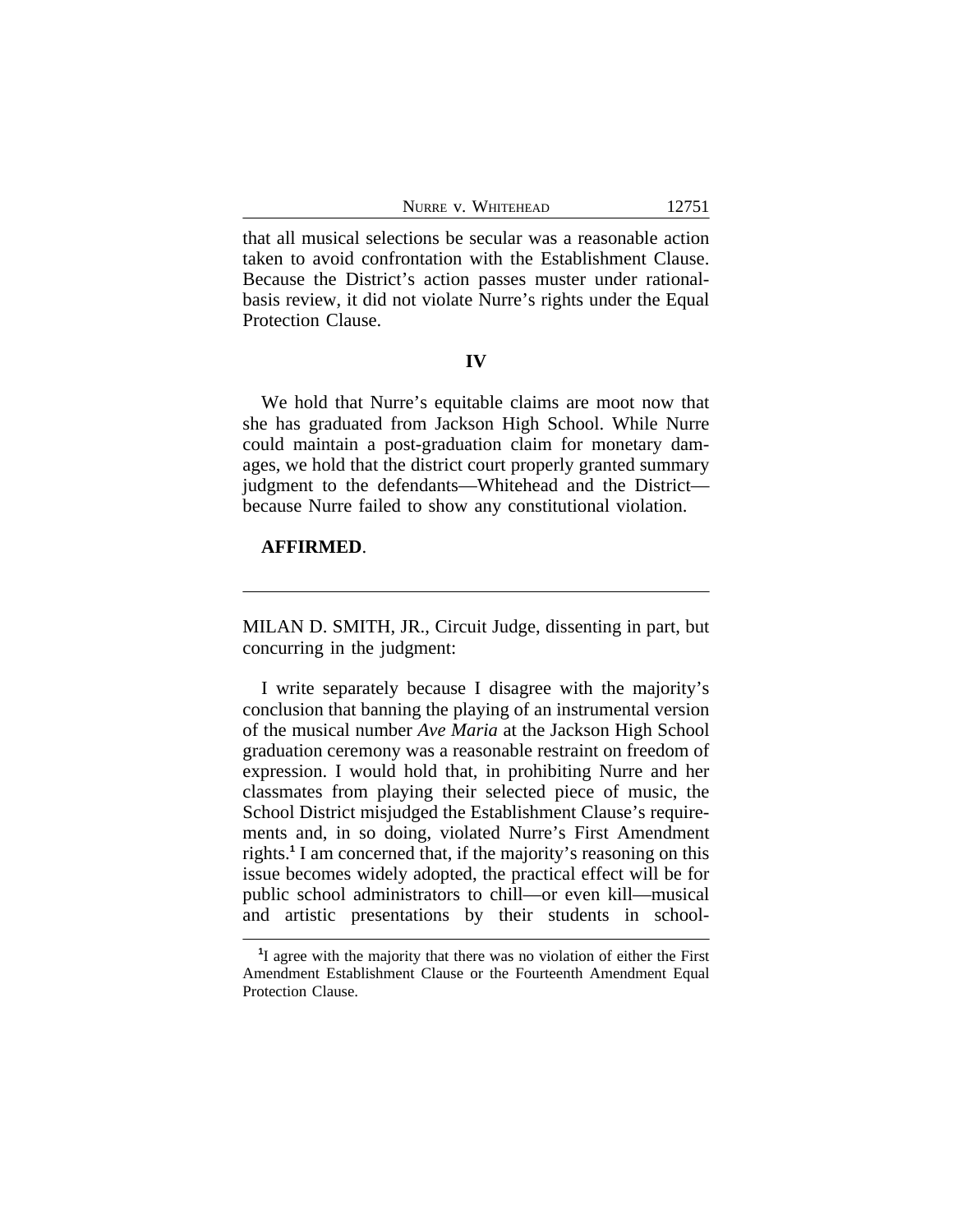that all musical selections be secular was a reasonable action taken to avoid confrontation with the Establishment Clause. Because the District's action passes muster under rational-basis review, it did not violate Nurre's rights under the Equal Protection Clause.

## IV

We hold that Nurre's equitable claims are moot now that she has graduated from Jackson High School. While Nurre could maintain a post-graduation claim for monetary damages, we hold that the district court properly granted summary judgment to the defendants—Whitehead and the District—because Nurre failed to show any constitutional violation.

**AFFIRMED**.

---

MILAN D. SMITH, JR., Circuit Judge, dissenting in part, but concurring in the judgment:

I write separately because I disagree with the majority's conclusion that banning the playing of an instrumental version of the musical number *Ave Maria* at the Jackson High School graduation ceremony was a reasonable restraint on freedom of expression. I would hold that, in prohibiting Nurre and her classmates from playing their selected piece of music, the School District misjudged the Establishment Clause's requirements and, in so doing, violated Nurre's First Amendment rights.[1] I am concerned that, if the majority's reasoning on this issue becomes widely adopted, the practical effect will be for public school administrators to chill—or even kill—musical and artistic presentations by their students in school-

---

[1] I agree with the majority that there was no violation of either the First Amendment Establishment Clause or the Fourteenth Amendment Equal Protection Clause.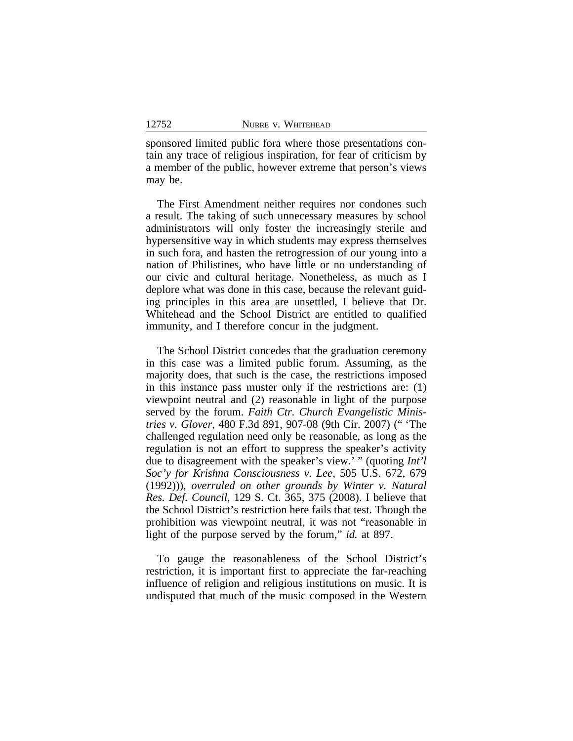sponsored limited public fora where those presentations contain any trace of religious inspiration, for fear of criticism by a member of the public, however extreme that person's views may be.

The First Amendment neither requires nor condones such a result. The taking of such unnecessary measures by school administrators will only foster the increasingly sterile and hypersensitive way in which students may express themselves in such fora, and hasten the retrogression of our young into a nation of Philistines, who have little or no understanding of our civic and cultural heritage. Nonetheless, as much as I deplore what was done in this case, because the relevant guiding principles in this area are unsettled, I believe that Dr. Whitehead and the School District are entitled to qualified immunity, and I therefore concur in the judgment.

The School District concedes that the graduation ceremony in this case was a limited public forum. Assuming, as the majority does, that such is the case, the restrictions imposed in this instance pass muster only if the restrictions are: (1) viewpoint neutral and (2) reasonable in light of the purpose served by the forum. *Faith Ctr. Church Evangelistic Ministries v. Glover*, 480 F.3d 891, 907-08 (9th Cir. 2007) (" 'The challenged regulation need only be reasonable, as long as the regulation is not an effort to suppress the speaker's activity due to disagreement with the speaker's view.' " (quoting *Int'l Soc'y for Krishna Consciousness v. Lee*, 505 U.S. 672, 679 (1992))), *overruled on other grounds by Winter v. Natural Res. Def. Council*, 129 S. Ct. 365, 375 (2008). I believe that the School District's restriction here fails that test. Though the prohibition was viewpoint neutral, it was not "reasonable in light of the purpose served by the forum," *id.* at 897.

To gauge the reasonableness of the School District's restriction, it is important first to appreciate the far-reaching influence of religion and religious institutions on music. It is undisputed that much of the music composed in the Western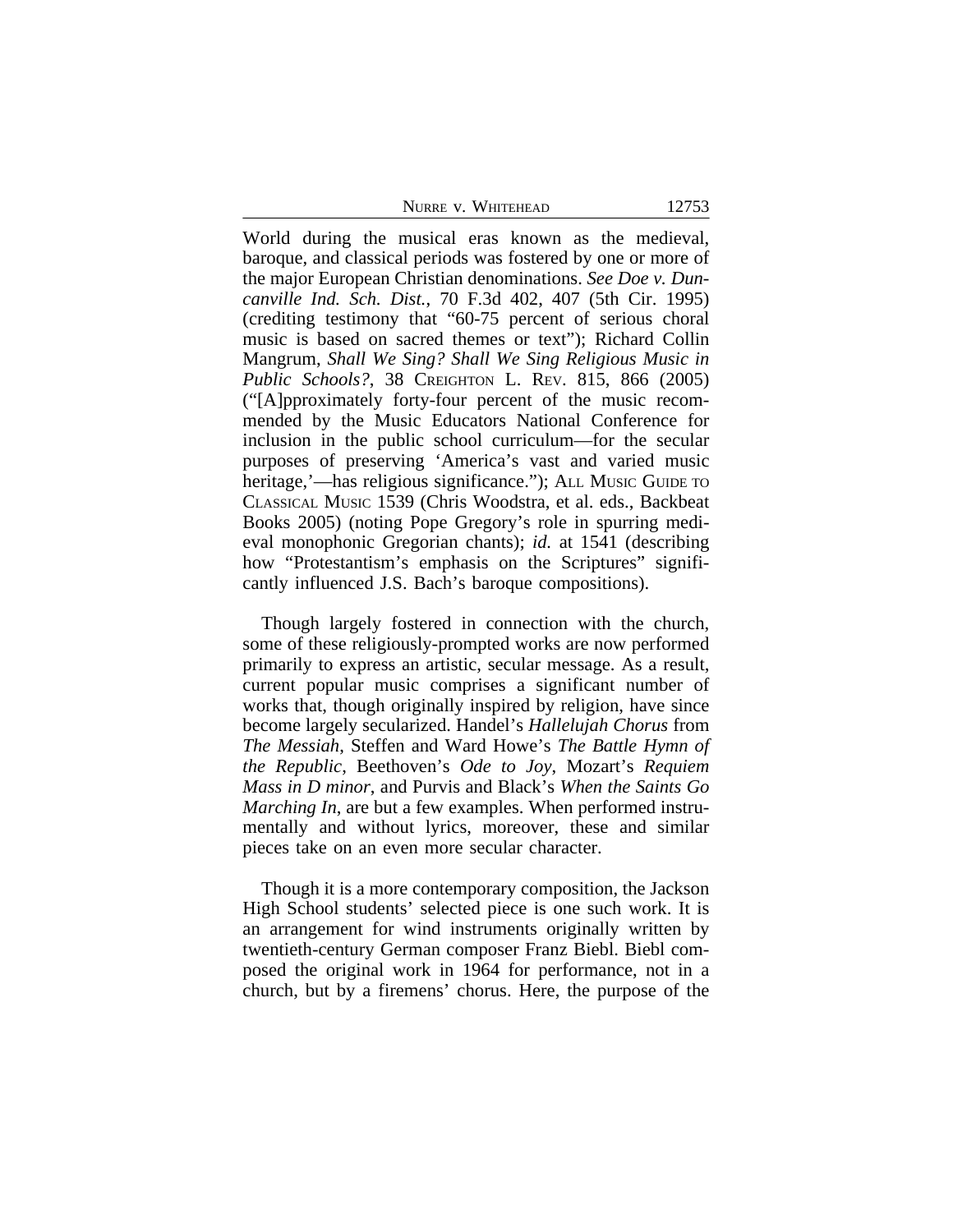World during the musical eras known as the medieval, baroque, and classical periods was fostered by one or more of the major European Christian denominations. *See Doe v. Duncanville Ind. Sch. Dist.*, 70 F.3d 402, 407 (5th Cir. 1995) (crediting testimony that "60-75 percent of serious choral music is based on sacred themes or text"); Richard Collin Mangrum, *Shall We Sing? Shall We Sing Religious Music in Public Schools?*, 38 CREIGHTON L. REV. 815, 866 (2005) ("[A]pproximately forty-four percent of the music recommended by the Music Educators National Conference for inclusion in the public school curriculum—for the secular purposes of preserving 'America's vast and varied music heritage,'—has religious significance."); ALL MUSIC GUIDE TO CLASSICAL MUSIC 1539 (Chris Woodstra, et al. eds., Backbeat Books 2005) (noting Pope Gregory's role in spurring medieval monophonic Gregorian chants); *id.* at 1541 (describing how "Protestantism's emphasis on the Scriptures" significantly influenced J.S. Bach's baroque compositions).

Though largely fostered in connection with the church, some of these religiously-prompted works are now performed primarily to express an artistic, secular message. As a result, current popular music comprises a significant number of works that, though originally inspired by religion, have since become largely secularized. Handel's *Hallelujah Chorus* from *The Messiah*, Steffen and Ward Howe's *The Battle Hymn of the Republic*, Beethoven's *Ode to Joy*, Mozart's *Requiem Mass in D minor*, and Purvis and Black's *When the Saints Go Marching In*, are but a few examples. When performed instrumentally and without lyrics, moreover, these and similar pieces take on an even more secular character.

Though it is a more contemporary composition, the Jackson High School students' selected piece is one such work. It is an arrangement for wind instruments originally written by twentieth-century German composer Franz Biebl. Biebl composed the original work in 1964 for performance, not in a church, but by a firemens' chorus. Here, the purpose of the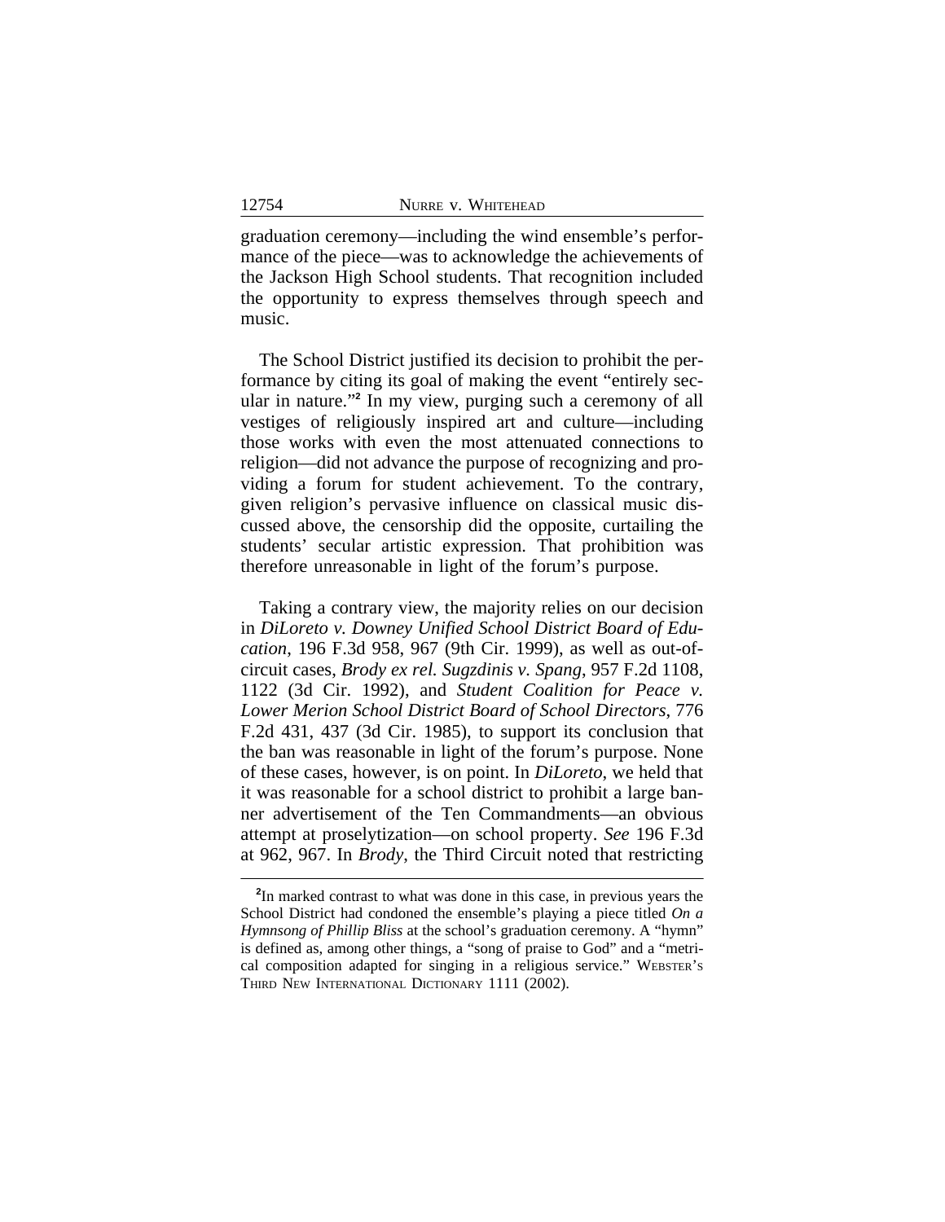graduation ceremony—including the wind ensemble's performance of the piece—was to acknowledge the achievements of the Jackson High School students. That recognition included the opportunity to express themselves through speech and music.

The School District justified its decision to prohibit the performance by citing its goal of making the event "entirely secular in nature."[2] In my view, purging such a ceremony of all vestiges of religiously inspired art and culture—including those works with even the most attenuated connections to religion—did not advance the purpose of recognizing and providing a forum for student achievement. To the contrary, given religion's pervasive influence on classical music discussed above, the censorship did the opposite, curtailing the students' secular artistic expression. That prohibition was therefore unreasonable in light of the forum's purpose.

Taking a contrary view, the majority relies on our decision in *DiLoreto v. Downey Unified School District Board of Education*, 196 F.3d 958, 967 (9th Cir. 1999), as well as out-of-circuit cases, *Brody ex rel. Sugzdinis v. Spang*, 957 F.2d 1108, 1122 (3d Cir. 1992), and *Student Coalition for Peace v. Lower Merion School District Board of School Directors*, 776 F.2d 431, 437 (3d Cir. 1985), to support its conclusion that the ban was reasonable in light of the forum's purpose. None of these cases, however, is on point. In *DiLoreto*, we held that it was reasonable for a school district to prohibit a large banner advertisement of the Ten Commandments—an obvious attempt at proselytization—on school property. *See* 196 F.3d at 962, 967. In *Brody*, the Third Circuit noted that restricting

[2]In marked contrast to what was done in this case, in previous years the School District had condoned the ensemble's playing a piece titled *On a Hymnsong of Phillip Bliss* at the school's graduation ceremony. A "hymn" is defined as, among other things, a "song of praise to God" and a "metrical composition adapted for singing in a religious service." WEBSTER'S THIRD NEW INTERNATIONAL DICTIONARY 1111 (2002).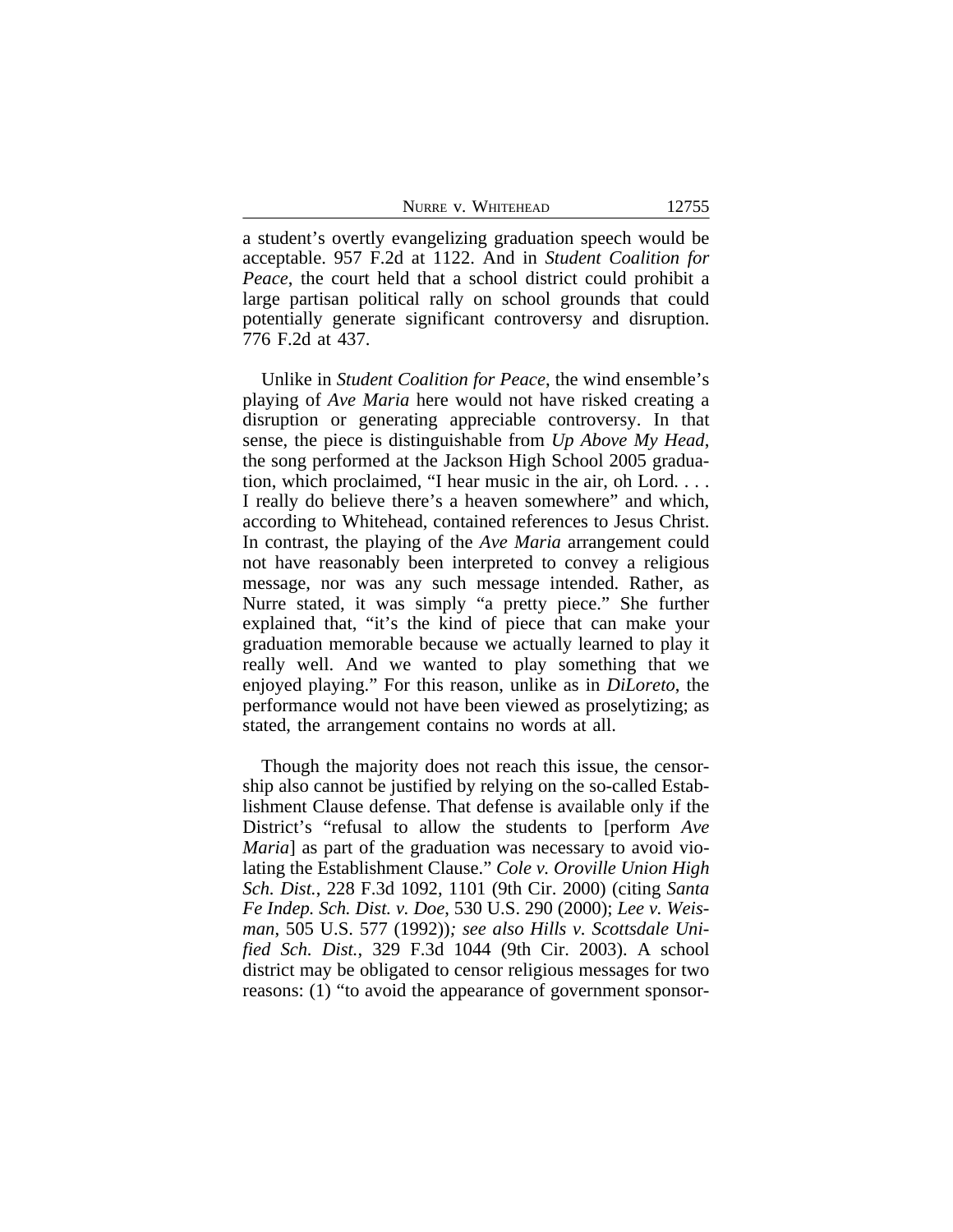a student's overtly evangelizing graduation speech would be acceptable. 957 F.2d at 1122. And in *Student Coalition for Peace*, the court held that a school district could prohibit a large partisan political rally on school grounds that could potentially generate significant controversy and disruption. 776 F.2d at 437.

Unlike in *Student Coalition for Peace*, the wind ensemble's playing of *Ave Maria* here would not have risked creating a disruption or generating appreciable controversy. In that sense, the piece is distinguishable from *Up Above My Head*, the song performed at the Jackson High School 2005 graduation, which proclaimed, "I hear music in the air, oh Lord. . . . I really do believe there's a heaven somewhere" and which, according to Whitehead, contained references to Jesus Christ. In contrast, the playing of the *Ave Maria* arrangement could not have reasonably been interpreted to convey a religious message, nor was any such message intended. Rather, as Nurre stated, it was simply "a pretty piece." She further explained that, "it's the kind of piece that can make your graduation memorable because we actually learned to play it really well. And we wanted to play something that we enjoyed playing." For this reason, unlike as in *DiLoreto*, the performance would not have been viewed as proselytizing; as stated, the arrangement contains no words at all.

Though the majority does not reach this issue, the censorship also cannot be justified by relying on the so-called Establishment Clause defense. That defense is available only if the District's "refusal to allow the students to [perform *Ave Maria*] as part of the graduation was necessary to avoid violating the Establishment Clause." *Cole v. Oroville Union High Sch. Dist.*, 228 F.3d 1092, 1101 (9th Cir. 2000) (citing *Santa Fe Indep. Sch. Dist. v. Doe*, 530 U.S. 290 (2000); *Lee v. Weisman*, 505 U.S. 577 (1992))*; see also Hills v. Scottsdale Unified Sch. Dist.*, 329 F.3d 1044 (9th Cir. 2003). A school district may be obligated to censor religious messages for two reasons: (1) "to avoid the appearance of government sponsor-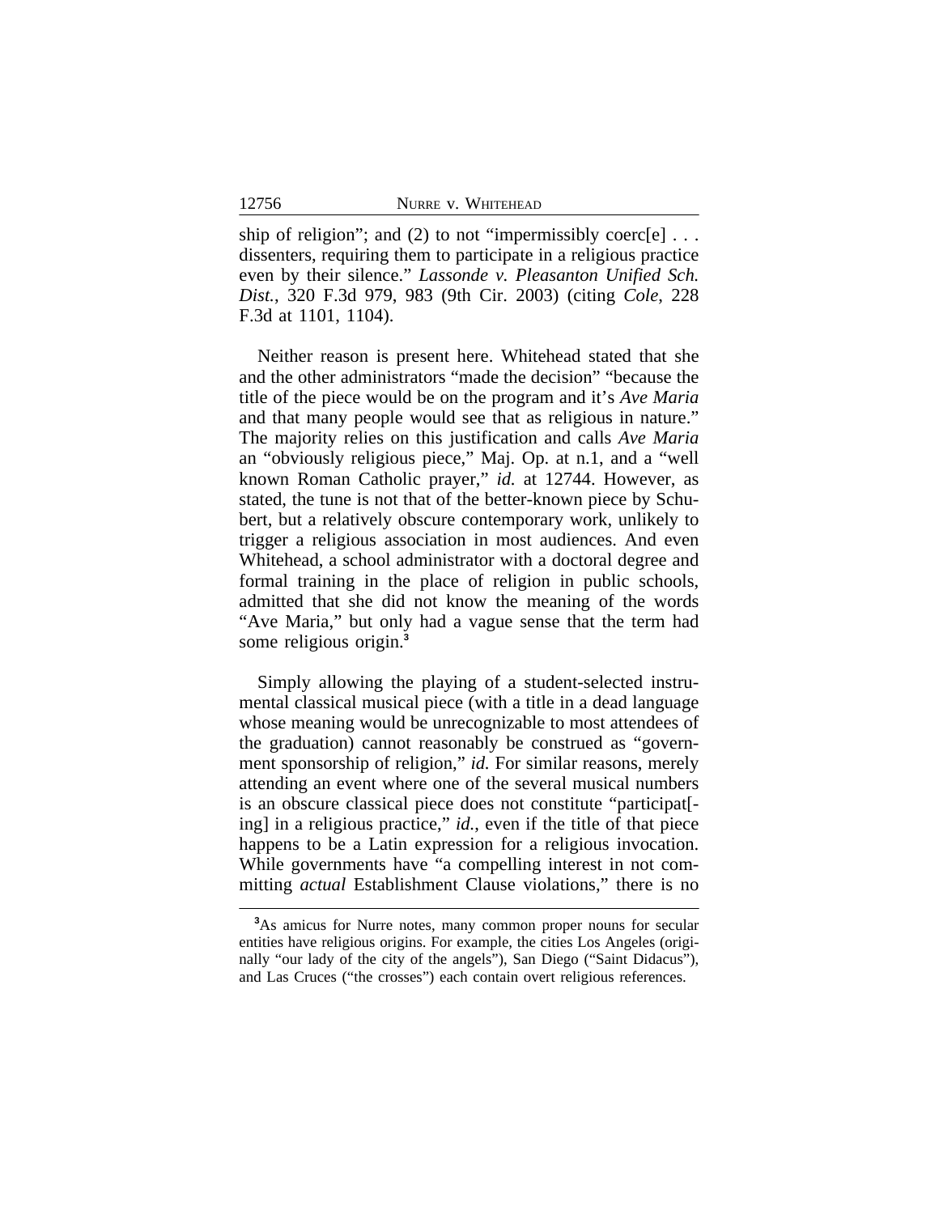ship of religion"; and (2) to not "impermissibly coerc[e] . . . dissenters, requiring them to participate in a religious practice even by their silence." *Lassonde v. Pleasanton Unified Sch. Dist.*, 320 F.3d 979, 983 (9th Cir. 2003) (citing *Cole*, 228 F.3d at 1101, 1104).

Neither reason is present here. Whitehead stated that she and the other administrators "made the decision" "because the title of the piece would be on the program and it's *Ave Maria* and that many people would see that as religious in nature." The majority relies on this justification and calls *Ave Maria* an "obviously religious piece," Maj. Op. at n.1, and a "well known Roman Catholic prayer," *id.* at 12744. However, as stated, the tune is not that of the better-known piece by Schubert, but a relatively obscure contemporary work, unlikely to trigger a religious association in most audiences. And even Whitehead, a school administrator with a doctoral degree and formal training in the place of religion in public schools, admitted that she did not know the meaning of the words "Ave Maria," but only had a vague sense that the term had some religious origin.[3]

Simply allowing the playing of a student-selected instrumental classical musical piece (with a title in a dead language whose meaning would be unrecognizable to most attendees of the graduation) cannot reasonably be construed as "government sponsorship of religion," *id.* For similar reasons, merely attending an event where one of the several musical numbers is an obscure classical piece does not constitute "participat[-ing] in a religious practice," *id.*, even if the title of that piece happens to be a Latin expression for a religious invocation. While governments have "a compelling interest in not committing *actual* Establishment Clause violations," there is no

[3]As amicus for Nurre notes, many common proper nouns for secular entities have religious origins. For example, the cities Los Angeles (originally "our lady of the city of the angels"), San Diego ("Saint Didacus"), and Las Cruces ("the crosses") each contain overt religious references.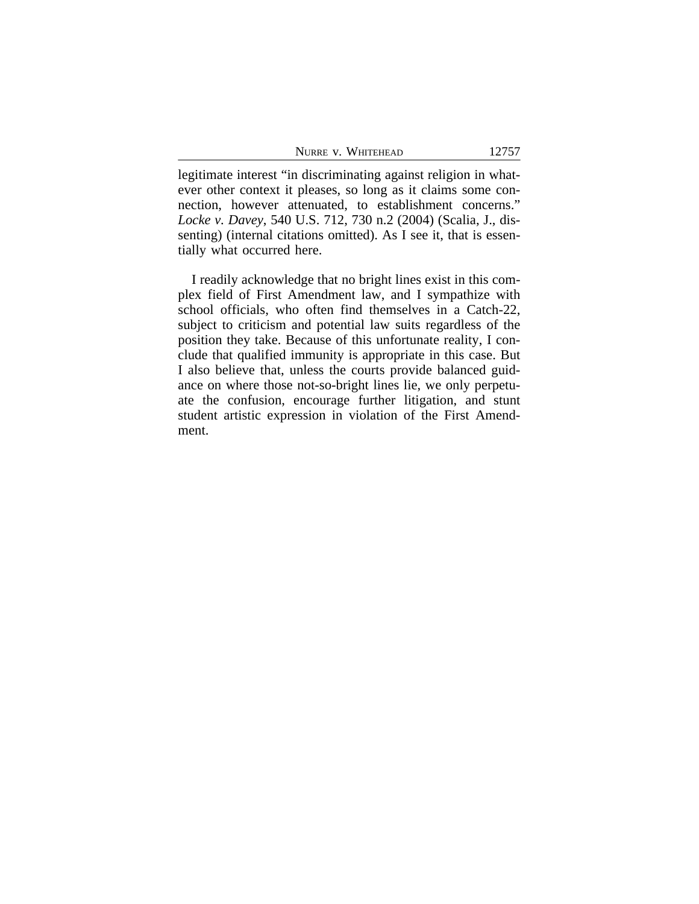legitimate interest "in discriminating against religion in whatever other context it pleases, so long as it claims some connection, however attenuated, to establishment concerns." *Locke v. Davey*, 540 U.S. 712, 730 n.2 (2004) (Scalia, J., dissenting) (internal citations omitted). As I see it, that is essentially what occurred here.

I readily acknowledge that no bright lines exist in this complex field of First Amendment law, and I sympathize with school officials, who often find themselves in a Catch-22, subject to criticism and potential law suits regardless of the position they take. Because of this unfortunate reality, I conclude that qualified immunity is appropriate in this case. But I also believe that, unless the courts provide balanced guidance on where those not-so-bright lines lie, we only perpetuate the confusion, encourage further litigation, and stunt student artistic expression in violation of the First Amendment.